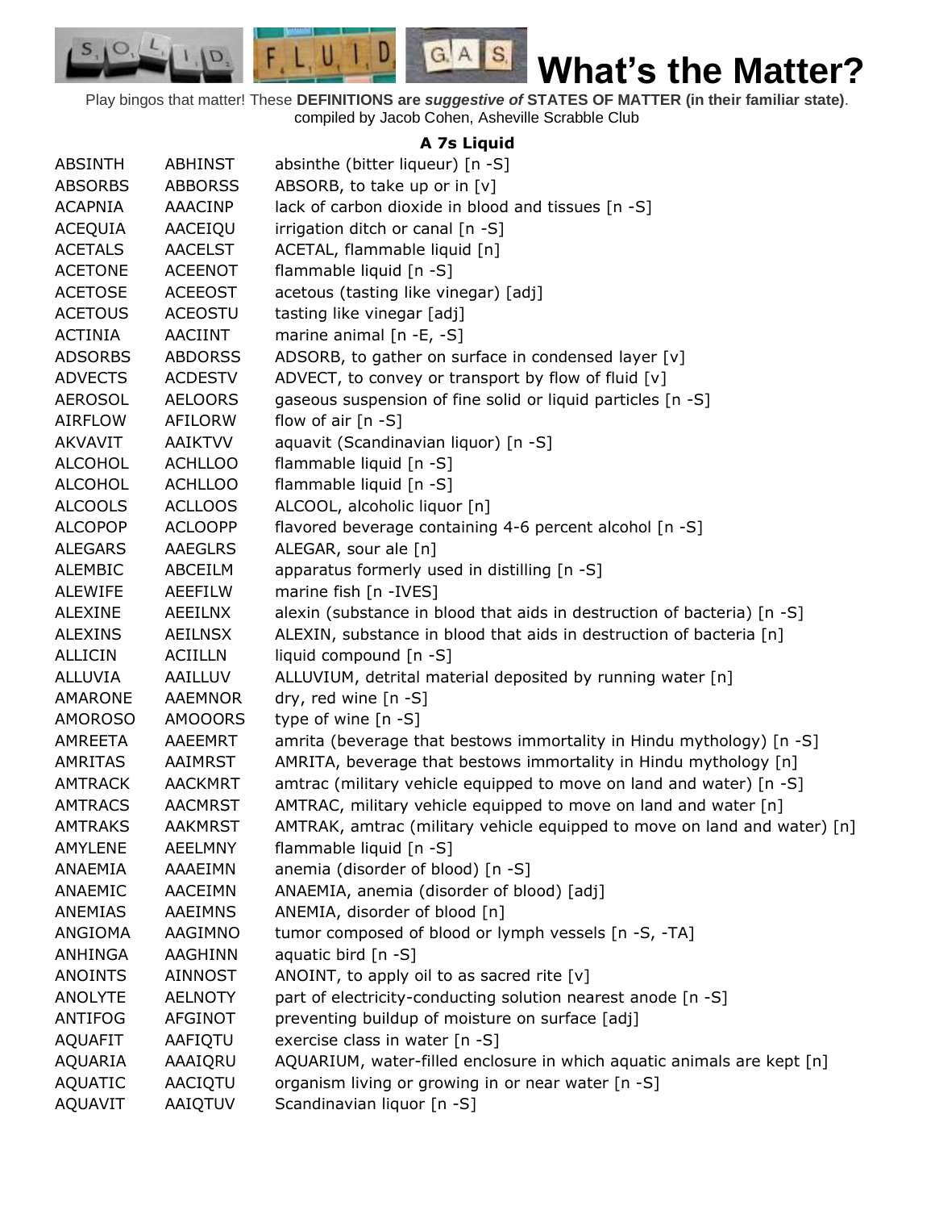# What's the Matter?

Play bingos that matter! These **DEFINITIONS are *suggestive of* STATES OF MATTER (in their familiar state)**. compiled by Jacob Cohen, Asheville Scrabble Club

### A 7s Liquid

| | | |
|---|---|---|
| ABSINTH | ABHINST | absinthe (bitter liqueur) [n -S] |
| ABSORBS | ABBORSS | ABSORB, to take up or in [v] |
| ACAPNIA | AAACINP | lack of carbon dioxide in blood and tissues [n -S] |
| ACEQUIA | AACEIQU | irrigation ditch or canal [n -S] |
| ACETALS | AACELST | ACETAL, flammable liquid [n] |
| ACETONE | ACEENOT | flammable liquid [n -S] |
| ACETOSE | ACEEOST | acetous (tasting like vinegar) [adj] |
| ACETOUS | ACEOSTU | tasting like vinegar [adj] |
| ACTINIA | AACIINT | marine animal [n -E, -S] |
| ADSORBS | ABDORSS | ADSORB, to gather on surface in condensed layer [v] |
| ADVECTS | ACDESTV | ADVECT, to convey or transport by flow of fluid [v] |
| AEROSOL | AELOORS | gaseous suspension of fine solid or liquid particles [n -S] |
| AIRFLOW | AFILORW | flow of air [n -S] |
| AKVAVIT | AAIKTVV | aquavit (Scandinavian liquor) [n -S] |
| ALCOHOL | ACHLLOO | flammable liquid [n -S] |
| ALCOHOL | ACHLLOO | flammable liquid [n -S] |
| ALCOOLS | ACLLOOS | ALCOOL, alcoholic liquor [n] |
| ALCOPOP | ACLOOPP | flavored beverage containing 4-6 percent alcohol [n -S] |
| ALEGARS | AAEGLRS | ALEGAR, sour ale [n] |
| ALEMBIC | ABCEILM | apparatus formerly used in distilling [n -S] |
| ALEWIFE | AEEFILW | marine fish [n -IVES] |
| ALEXINE | AEEILNX | alexin (substance in blood that aids in destruction of bacteria) [n -S] |
| ALEXINS | AEILNSX | ALEXIN, substance in blood that aids in destruction of bacteria [n] |
| ALLICIN | ACIILLN | liquid compound [n -S] |
| ALLUVIA | AAILLUV | ALLUVIUM, detrital material deposited by running water [n] |
| AMARONE | AAEMNOR | dry, red wine [n -S] |
| AMOROSO | AMOOORS | type of wine [n -S] |
| AMREETA | AAEEMRT | amrita (beverage that bestows immortality in Hindu mythology) [n -S] |
| AMRITAS | AAIMRST | AMRITA, beverage that bestows immortality in Hindu mythology [n] |
| AMTRACK | AACKMRT | amtrac (military vehicle equipped to move on land and water) [n -S] |
| AMTRACS | AACMRST | AMTRAC, military vehicle equipped to move on land and water [n] |
| AMTRAKS | AAKMRST | AMTRAK, amtrac (military vehicle equipped to move on land and water) [n] |
| AMYLENE | AEELMNY | flammable liquid [n -S] |
| ANAEMIA | AAAEIMN | anemia (disorder of blood) [n -S] |
| ANAEMIC | AACEIMN | ANAEMIA, anemia (disorder of blood) [adj] |
| ANEMIAS | AAEIMNS | ANEMIA, disorder of blood [n] |
| ANGIOMA | AAGIMNO | tumor composed of blood or lymph vessels [n -S, -TA] |
| ANHINGA | AAGHINN | aquatic bird [n -S] |
| ANOINTS | AINNOST | ANOINT, to apply oil to as sacred rite [v] |
| ANOLYTE | AELNOTY | part of electricity-conducting solution nearest anode [n -S] |
| ANTIFOG | AFGINOT | preventing buildup of moisture on surface [adj] |
| AQUAFIT | AAFIQTU | exercise class in water [n -S] |
| AQUARIA | AAAIQRU | AQUARIUM, water-filled enclosure in which aquatic animals are kept [n] |
| AQUATIC | AACIQTU | organism living or growing in or near water [n -S] |
| AQUAVIT | AAIQTUV | Scandinavian liquor [n -S] |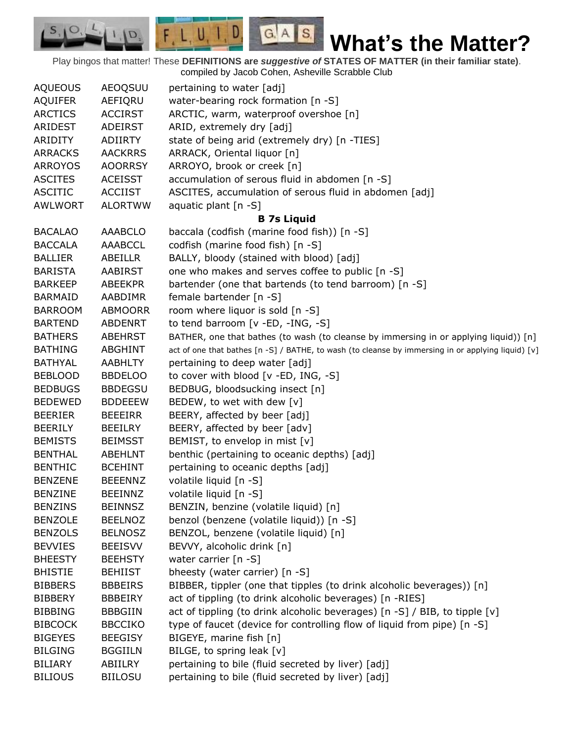# What's the Matter?

Play bingos that matter! These **DEFINITIONS are *suggestive of* STATES OF MATTER (in their familiar state)**. compiled by Jacob Cohen, Asheville Scrabble Club

| | | |
|---|---|---|
| AQUEOUS | AEOQSUU | pertaining to water [adj] |
| AQUIFER | AEFIQRU | water-bearing rock formation [n -S] |
| ARCTICS | ACCIRST | ARCTIC, warm, waterproof overshoe [n] |
| ARIDEST | ADEIRST | ARID, extremely dry [adj] |
| ARIDITY | ADIIRTY | state of being arid (extremely dry) [n -TIES] |
| ARRACKS | AACKRRS | ARRACK, Oriental liquor [n] |
| ARROYOS | AOORRSY | ARROYO, brook or creek [n] |
| ASCITES | ACEISST | accumulation of serous fluid in abdomen [n -S] |
| ASCITIC | ACCIIST | ASCITES, accumulation of serous fluid in abdomen [adj] |
| AWLWORT | ALORTWW | aquatic plant [n -S] |
| | | **B 7s Liquid** |
| BACALAO | AAABCLO | baccala (codfish (marine food fish)) [n -S] |
| BACCALA | AAABCCL | codfish (marine food fish) [n -S] |
| BALLIER | ABEILLR | BALLY, bloody (stained with blood) [adj] |
| BARISTA | AABIRST | one who makes and serves coffee to public [n -S] |
| BARKEEP | ABEEKPR | bartender (one that bartends (to tend barroom) [n -S] |
| BARMAID | AABDIMR | female bartender [n -S] |
| BARROOM | ABMOORR | room where liquor is sold [n -S] |
| BARTEND | ABDENRT | to tend barroom [v -ED, -ING, -S] |
| BATHERS | ABEHRST | BATHER, one that bathes (to wash (to cleanse by immersing in or applying liquid)) [n] |
| BATHING | ABGHINT | act of one that bathes [n -S] / BATHE, to wash (to cleanse by immersing in or applying liquid) [v] |
| BATHYAL | AABHLTY | pertaining to deep water [adj] |
| BEBLOOD | BBDELOO | to cover with blood [v -ED, ING, -S] |
| BEDBUGS | BBDEGSU | BEDBUG, bloodsucking insect [n] |
| BEDEWED | BDDEEEW | BEDEW, to wet with dew [v] |
| BEERIER | BEEEIRR | BEERY, affected by beer [adj] |
| BEERILY | BEEILRY | BEERY, affected by beer [adv] |
| BEMISTS | BEIMSST | BEMIST, to envelop in mist [v] |
| BENTHAL | ABEHLNT | benthic (pertaining to oceanic depths) [adj] |
| BENTHIC | BCEHINT | pertaining to oceanic depths [adj] |
| BENZENE | BEEENNZ | volatile liquid [n -S] |
| BENZINE | BEEINNZ | volatile liquid [n -S] |
| BENZINS | BEINNSZ | BENZIN, benzine (volatile liquid) [n] |
| BENZOLE | BEELNOZ | benzol (benzene (volatile liquid)) [n -S] |
| BENZOLS | BELNOSZ | BENZOL, benzene (volatile liquid) [n] |
| BEVVIES | BEEISVV | BEVVY, alcoholic drink [n] |
| BHEESTY | BEEHSTY | water carrier [n -S] |
| BHISTIE | BEHIIST | bheesty (water carrier) [n -S] |
| BIBBERS | BBBEIRS | BIBBER, tippler (one that tipples (to drink alcoholic beverages)) [n] |
| BIBBERY | BBBEIRY | act of tippling (to drink alcoholic beverages) [n -RIES] |
| BIBBING | BBBGIIN | act of tippling (to drink alcoholic beverages) [n -S] / BIB, to tipple [v] |
| BIBCOCK | BBCCIKO | type of faucet (device for controlling flow of liquid from pipe) [n -S] |
| BIGEYES | BEEGISY | BIGEYE, marine fish [n] |
| BILGING | BGGIILN | BILGE, to spring leak [v] |
| BILIARY | ABIILRY | pertaining to bile (fluid secreted by liver) [adj] |
| BILIOUS | BIILOSU | pertaining to bile (fluid secreted by liver) [adj] |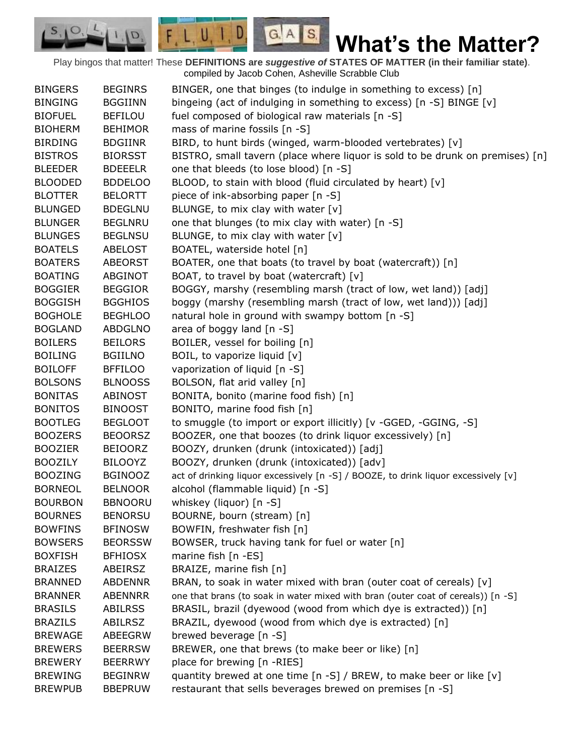# What's the Matter?

Play bingos that matter! These **DEFINITIONS are *suggestive of* STATES OF MATTER (in their familiar state)**. compiled by Jacob Cohen, Asheville Scrabble Club

| | | |
|---|---|---|
| BINGERS | BEGINRS | BINGER, one that binges (to indulge in something to excess) [n] |
| BINGING | BGGIINN | bingeing (act of indulging in something to excess) [n -S] BINGE [v] |
| BIOFUEL | BEFILOU | fuel composed of biological raw materials [n -S] |
| BIOHERM | BEHIMOR | mass of marine fossils [n -S] |
| BIRDING | BDGIINR | BIRD, to hunt birds (winged, warm-blooded vertebrates) [v] |
| BISTROS | BIORSST | BISTRO, small tavern (place where liquor is sold to be drunk on premises) [n] |
| BLEEDER | BDEEELR | one that bleeds (to lose blood) [n -S] |
| BLOODED | BDDELOO | BLOOD, to stain with blood (fluid circulated by heart) [v] |
| BLOTTER | BELORTT | piece of ink-absorbing paper [n -S] |
| BLUNGED | BDEGLNU | BLUNGE, to mix clay with water [v] |
| BLUNGER | BEGLNRU | one that blunges (to mix clay with water) [n -S] |
| BLUNGES | BEGLNSU | BLUNGE, to mix clay with water [v] |
| BOATELS | ABELOST | BOATEL, waterside hotel [n] |
| BOATERS | ABEORST | BOATER, one that boats (to travel by boat (watercraft)) [n] |
| BOATING | ABGINOT | BOAT, to travel by boat (watercraft) [v] |
| BOGGIER | BEGGIOR | BOGGY, marshy (resembling marsh (tract of low, wet land)) [adj] |
| BOGGISH | BGGHIOS | boggy (marshy (resembling marsh (tract of low, wet land))) [adj] |
| BOGHOLE | BEGHLOO | natural hole in ground with swampy bottom [n -S] |
| BOGLAND | ABDGLNO | area of boggy land [n -S] |
| BOILERS | BEILORS | BOILER, vessel for boiling [n] |
| BOILING | BGIILNO | BOIL, to vaporize liquid [v] |
| BOILOFF | BFFILOO | vaporization of liquid [n -S] |
| BOLSONS | BLNOOSS | BOLSON, flat arid valley [n] |
| BONITAS | ABINOST | BONITA, bonito (marine food fish) [n] |
| BONITOS | BINOOST | BONITO, marine food fish [n] |
| BOOTLEG | BEGLOOT | to smuggle (to import or export illicitly) [v -GGED, -GGING, -S] |
| BOOZERS | BEOORSZ | BOOZER, one that boozes (to drink liquor excessively) [n] |
| BOOZIER | BEIOORZ | BOOZY, drunken (drunk (intoxicated)) [adj] |
| BOOZILY | BILOOYZ | BOOZY, drunken (drunk (intoxicated)) [adv] |
| BOOZING | BGINOOZ | act of drinking liquor excessively [n -S] / BOOZE, to drink liquor excessively [v] |
| BORNEOL | BELNOOR | alcohol (flammable liquid) [n -S] |
| BOURBON | BBNOORU | whiskey (liquor) [n -S] |
| BOURNES | BENORSU | BOURNE, bourn (stream) [n] |
| BOWFINS | BFINOSW | BOWFIN, freshwater fish [n] |
| BOWSERS | BEORSSW | BOWSER, truck having tank for fuel or water [n] |
| BOXFISH | BFHIOSX | marine fish [n -ES] |
| BRAIZES | ABEIRSZ | BRAIZE, marine fish [n] |
| BRANNED | ABDENNR | BRAN, to soak in water mixed with bran (outer coat of cereals) [v] |
| BRANNER | ABENNRR | one that brans (to soak in water mixed with bran (outer coat of cereals)) [n -S] |
| BRASILS | ABILRSS | BRASIL, brazil (dyewood (wood from which dye is extracted)) [n] |
| BRAZILS | ABILRSZ | BRAZIL, dyewood (wood from which dye is extracted) [n] |
| BREWAGE | ABEEGRW | brewed beverage [n -S] |
| BREWERS | BEERRSW | BREWER, one that brews (to make beer or like) [n] |
| BREWERY | BEERRWY | place for brewing [n -RIES] |
| BREWING | BEGINRW | quantity brewed at one time [n -S] / BREW, to make beer or like [v] |
| BREWPUB | BBEPRUW | restaurant that sells beverages brewed on premises [n -S] |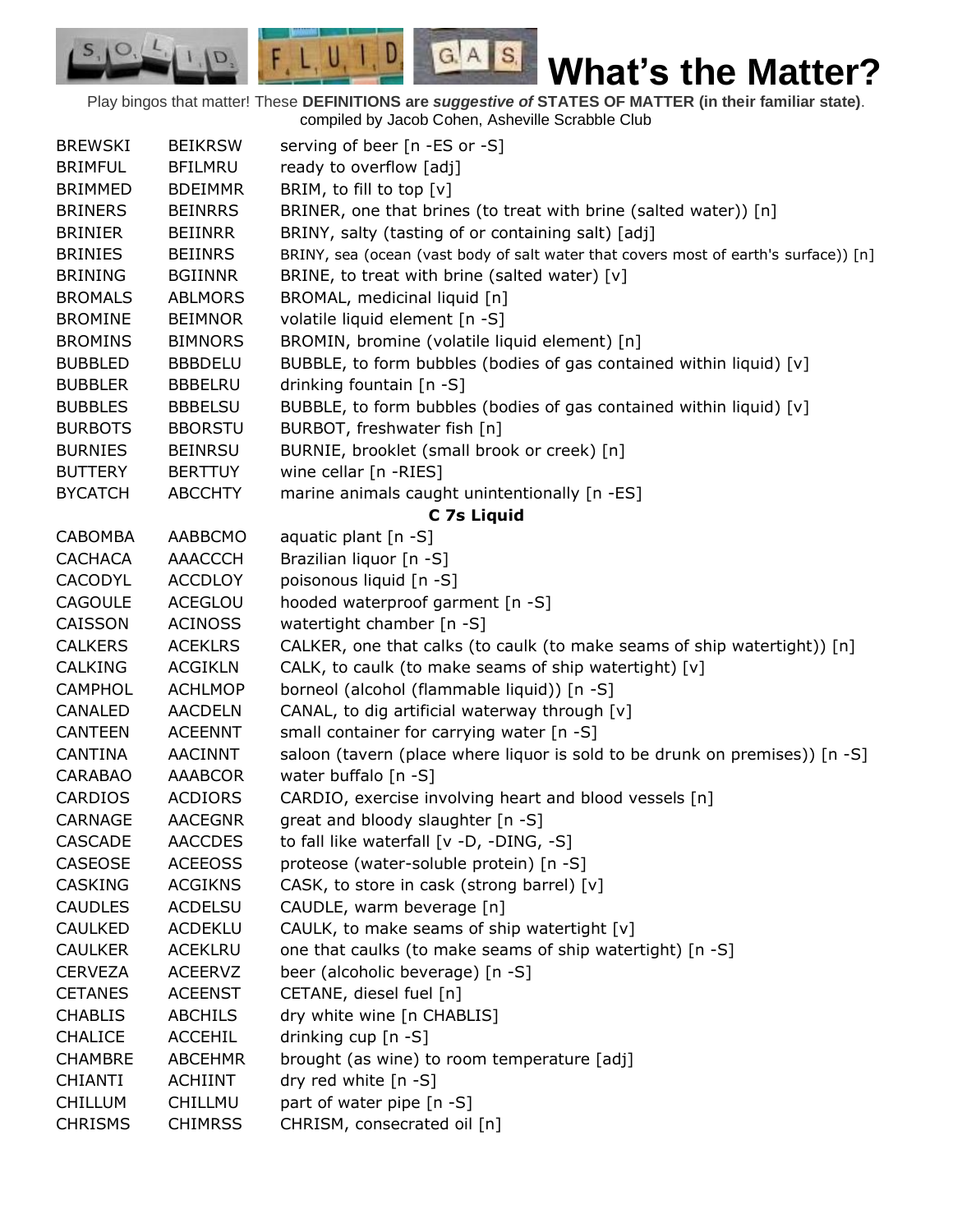# What's the Matter?

Play bingos that matter! These **DEFINITIONS are *suggestive of* STATES OF MATTER (in their familiar state)**.
compiled by Jacob Cohen, Asheville Scrabble Club

| | | |
|---|---|---|
| BREWSKI | BEIKRSW | serving of beer [n -ES or -S] |
| BRIMFUL | BFILMRU | ready to overflow [adj] |
| BRIMMED | BDEIMMR | BRIM, to fill to top [v] |
| BRINERS | BEINRRS | BRINER, one that brines (to treat with brine (salted water)) [n] |
| BRINIER | BEIINRR | BRINY, salty (tasting of or containing salt) [adj] |
| BRINIES | BEIINRS | BRINY, sea (ocean (vast body of salt water that covers most of earth's surface)) [n] |
| BRINING | BGIINNR | BRINE, to treat with brine (salted water) [v] |
| BROMALS | ABLMORS | BROMAL, medicinal liquid [n] |
| BROMINE | BEIMNOR | volatile liquid element [n -S] |
| BROMINS | BIMNORS | BROMIN, bromine (volatile liquid element) [n] |
| BUBBLED | BBBDELU | BUBBLE, to form bubbles (bodies of gas contained within liquid) [v] |
| BUBBLER | BBBELRU | drinking fountain [n -S] |
| BUBBLES | BBBELSU | BUBBLE, to form bubbles (bodies of gas contained within liquid) [v] |
| BURBOTS | BBORSTU | BURBOT, freshwater fish [n] |
| BURNIES | BEINRSU | BURNIE, brooklet (small brook or creek) [n] |
| BUTTERY | BERTTUY | wine cellar [n -RIES] |
| BYCATCH | ABCCHTY | marine animals caught unintentionally [n -ES] |
| | | **C 7s Liquid** |
| CABOMBA | AABBCMO | aquatic plant [n -S] |
| CACHACA | AAACCCH | Brazilian liquor [n -S] |
| CACODYL | ACCDLOY | poisonous liquid [n -S] |
| CAGOULE | ACEGLOU | hooded waterproof garment [n -S] |
| CAISSON | ACINOSS | watertight chamber [n -S] |
| CALKERS | ACEKLRS | CALKER, one that calks (to caulk (to make seams of ship watertight)) [n] |
| CALKING | ACGIKLN | CALK, to caulk (to make seams of ship watertight) [v] |
| CAMPHOL | ACHLMOP | borneol (alcohol (flammable liquid)) [n -S] |
| CANALED | AACDELN | CANAL, to dig artificial waterway through [v] |
| CANTEEN | ACEENNT | small container for carrying water [n -S] |
| CANTINA | AACINNT | saloon (tavern (place where liquor is sold to be drunk on premises)) [n -S] |
| CARABAO | AAABCOR | water buffalo [n -S] |
| CARDIOS | ACDIORS | CARDIO, exercise involving heart and blood vessels [n] |
| CARNAGE | AACEGNR | great and bloody slaughter [n -S] |
| CASCADE | AACCDES | to fall like waterfall [v -D, -DING, -S] |
| CASEOSE | ACEEOSS | proteose (water-soluble protein) [n -S] |
| CASKING | ACGIKNS | CASK, to store in cask (strong barrel) [v] |
| CAUDLES | ACDELSU | CAUDLE, warm beverage [n] |
| CAULKED | ACDEKLU | CAULK, to make seams of ship watertight [v] |
| CAULKER | ACEKLRU | one that caulks (to make seams of ship watertight) [n -S] |
| CERVEZA | ACEERVZ | beer (alcoholic beverage) [n -S] |
| CETANES | ACEENST | CETANE, diesel fuel [n] |
| CHABLIS | ABCHILS | dry white wine [n CHABLIS] |
| CHALICE | ACCEHIL | drinking cup [n -S] |
| CHAMBRE | ABCEHMR | brought (as wine) to room temperature [adj] |
| CHIANTI | ACHIINT | dry red white [n -S] |
| CHILLUM | CHILLMU | part of water pipe [n -S] |
| CHRISMS | CHIMRSS | CHRISM, consecrated oil [n] |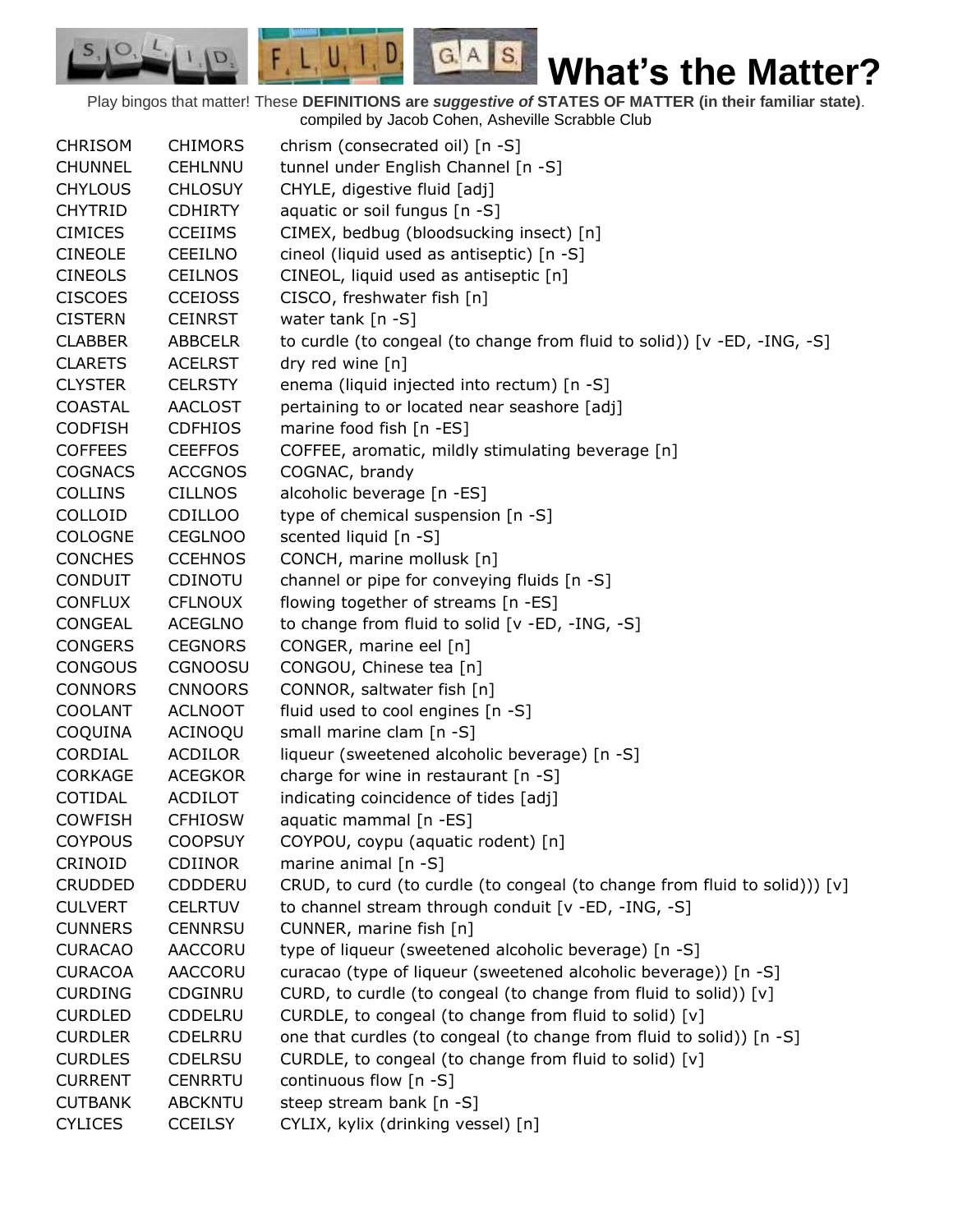# What's the Matter?

Play bingos that matter! These **DEFINITIONS are *suggestive of* STATES OF MATTER (in their familiar state)**. compiled by Jacob Cohen, Asheville Scrabble Club

| | | |
|---|---|---|
| CHRISOM | CHIMORS | chrism (consecrated oil) [n -S] |
| CHUNNEL | CEHLNNU | tunnel under English Channel [n -S] |
| CHYLOUS | CHLOSUY | CHYLE, digestive fluid [adj] |
| CHYTRID | CDHIRTY | aquatic or soil fungus [n -S] |
| CIMICES | CCEIIMS | CIMEX, bedbug (bloodsucking insect) [n] |
| CINEOLE | CEEILNO | cineol (liquid used as antiseptic) [n -S] |
| CINEOLS | CEILNOS | CINEOL, liquid used as antiseptic [n] |
| CISCOES | CCEIOSS | CISCO, freshwater fish [n] |
| CISTERN | CEINRST | water tank [n -S] |
| CLABBER | ABBCELR | to curdle (to congeal (to change from fluid to solid)) [v -ED, -ING, -S] |
| CLARETS | ACELRST | dry red wine [n] |
| CLYSTER | CELRSTY | enema (liquid injected into rectum) [n -S] |
| COASTAL | AACLOST | pertaining to or located near seashore [adj] |
| CODFISH | CDFHIOS | marine food fish [n -ES] |
| COFFEES | CEEFFOS | COFFEE, aromatic, mildly stimulating beverage [n] |
| COGNACS | ACCGNOS | COGNAC, brandy |
| COLLINS | CILLNOS | alcoholic beverage [n -ES] |
| COLLOID | CDILLOO | type of chemical suspension [n -S] |
| COLOGNE | CEGLNOO | scented liquid [n -S] |
| CONCHES | CCEHNOS | CONCH, marine mollusk [n] |
| CONDUIT | CDINOTU | channel or pipe for conveying fluids [n -S] |
| CONFLUX | CFLNOUX | flowing together of streams [n -ES] |
| CONGEAL | ACEGLNO | to change from fluid to solid [v -ED, -ING, -S] |
| CONGERS | CEGNORS | CONGER, marine eel [n] |
| CONGOUS | CGNOOSU | CONGOU, Chinese tea [n] |
| CONNORS | CNNOORS | CONNOR, saltwater fish [n] |
| COOLANT | ACLNOOT | fluid used to cool engines [n -S] |
| COQUINA | ACINOQU | small marine clam [n -S] |
| CORDIAL | ACDILOR | liqueur (sweetened alcoholic beverage) [n -S] |
| CORKAGE | ACEGKOR | charge for wine in restaurant [n -S] |
| COTIDAL | ACDILOT | indicating coincidence of tides [adj] |
| COWFISH | CFHIOSW | aquatic mammal [n -ES] |
| COYPOUS | COOPSUY | COYPOU, coypu (aquatic rodent) [n] |
| CRINOID | CDIINOR | marine animal [n -S] |
| CRUDDED | CDDDERU | CRUD, to curd (to curdle (to congeal (to change from fluid to solid))) [v] |
| CULVERT | CELRTUV | to channel stream through conduit [v -ED, -ING, -S] |
| CUNNERS | CENNRSU | CUNNER, marine fish [n] |
| CURACAO | AACCORU | type of liqueur (sweetened alcoholic beverage) [n -S] |
| CURACOA | AACCORU | curacao (type of liqueur (sweetened alcoholic beverage)) [n -S] |
| CURDING | CDGINRU | CURD, to curdle (to congeal (to change from fluid to solid)) [v] |
| CURDLED | CDDELRU | CURDLE, to congeal (to change from fluid to solid) [v] |
| CURDLER | CDELRRU | one that curdles (to congeal (to change from fluid to solid)) [n -S] |
| CURDLES | CDELRSU | CURDLE, to congeal (to change from fluid to solid) [v] |
| CURRENT | CENRRTU | continuous flow [n -S] |
| CUTBANK | ABCKNTU | steep stream bank [n -S] |
| CYLICES | CCEILSY | CYLIX, kylix (drinking vessel) [n] |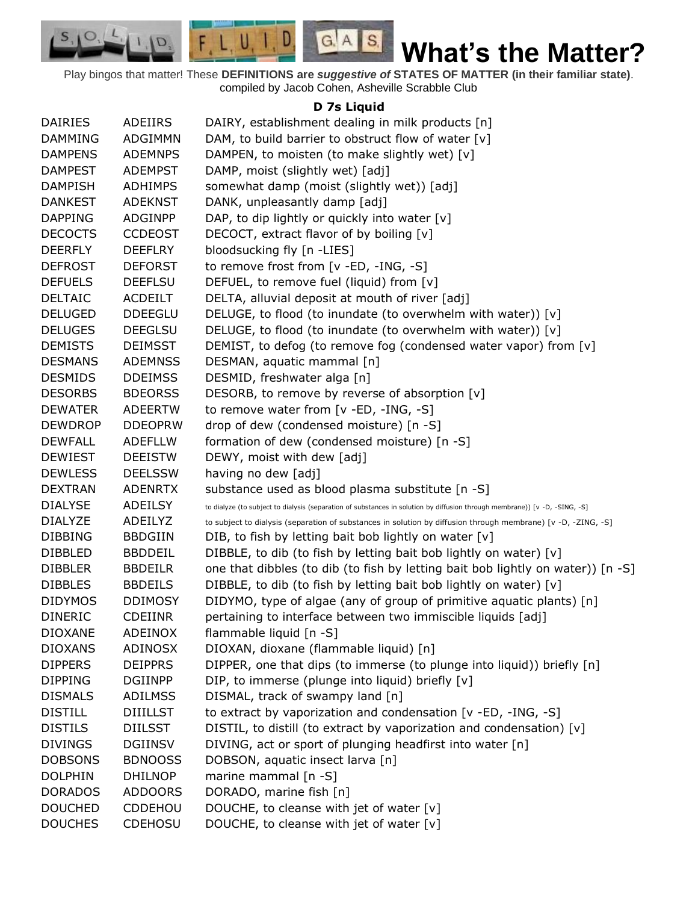# What's the Matter?

Play bingos that matter! These **DEFINITIONS are *suggestive of* STATES OF MATTER (in their familiar state)**. compiled by Jacob Cohen, Asheville Scrabble Club

### D 7s Liquid

| | | |
|---|---|---|
| DAIRIES | ADEIIRS | DAIRY, establishment dealing in milk products [n] |
| DAMMING | ADGIMMN | DAM, to build barrier to obstruct flow of water [v] |
| DAMPENS | ADEMNPS | DAMPEN, to moisten (to make slightly wet) [v] |
| DAMPEST | ADEMPST | DAMP, moist (slightly wet) [adj] |
| DAMPISH | ADHIMPS | somewhat damp (moist (slightly wet)) [adj] |
| DANKEST | ADEKNST | DANK, unpleasantly damp [adj] |
| DAPPING | ADGINPP | DAP, to dip lightly or quickly into water [v] |
| DECOCTS | CCDEOST | DECOCT, extract flavor of by boiling [v] |
| DEERFLY | DEEFLRY | bloodsucking fly [n -LIES] |
| DEFROST | DEFORST | to remove frost from [v -ED, -ING, -S] |
| DEFUELS | DEEFLSU | DEFUEL, to remove fuel (liquid) from [v] |
| DELTAIC | ACDEILT | DELTA, alluvial deposit at mouth of river [adj] |
| DELUGED | DDEEGLU | DELUGE, to flood (to inundate (to overwhelm with water)) [v] |
| DELUGES | DEEGLSU | DELUGE, to flood (to inundate (to overwhelm with water)) [v] |
| DEMISTS | DEIMSST | DEMIST, to defog (to remove fog (condensed water vapor) from [v] |
| DESMANS | ADEMNSS | DESMAN, aquatic mammal [n] |
| DESMIDS | DDEIMSS | DESMID, freshwater alga [n] |
| DESORBS | BDEORSS | DESORB, to remove by reverse of absorption [v] |
| DEWATER | ADEERTW | to remove water from [v -ED, -ING, -S] |
| DEWDROP | DDEOPRW | drop of dew (condensed moisture) [n -S] |
| DEWFALL | ADEFLLW | formation of dew (condensed moisture) [n -S] |
| DEWIEST | DEEISTW | DEWY, moist with dew [adj] |
| DEWLESS | DEELSSW | having no dew [adj] |
| DEXTRAN | ADENRTX | substance used as blood plasma substitute [n -S] |
| DIALYSE | ADEILSY | to dialyze (to subject to dialysis (separation of substances in solution by diffusion through membrane)) [v -D, -SING, -S] |
| DIALYZE | ADEILYZ | to subject to dialysis (separation of substances in solution by diffusion through membrane) [v -D, -ZING, -S] |
| DIBBING | BBDGIIN | DIB, to fish by letting bait bob lightly on water [v] |
| DIBBLED | BBDDEIL | DIBBLE, to dib (to fish by letting bait bob lightly on water) [v] |
| DIBBLER | BBDEILR | one that dibbles (to dib (to fish by letting bait bob lightly on water)) [n -S] |
| DIBBLES | BBDEILS | DIBBLE, to dib (to fish by letting bait bob lightly on water) [v] |
| DIDYMOS | DDIMOSY | DIDYMO, type of algae (any of group of primitive aquatic plants) [n] |
| DINERIC | CDEIINR | pertaining to interface between two immiscible liquids [adj] |
| DIOXANE | ADEINOX | flammable liquid [n -S] |
| DIOXANS | ADINOSX | DIOXAN, dioxane (flammable liquid) [n] |
| DIPPERS | DEIPPRS | DIPPER, one that dips (to immerse (to plunge into liquid)) briefly [n] |
| DIPPING | DGIINPP | DIP, to immerse (plunge into liquid) briefly [v] |
| DISMALS | ADILMSS | DISMAL, track of swampy land [n] |
| DISTILL | DIIILLST | to extract by vaporization and condensation [v -ED, -ING, -S] |
| DISTILS | DIILSST | DISTIL, to distill (to extract by vaporization and condensation) [v] |
| DIVINGS | DGIINSV | DIVING, act or sport of plunging headfirst into water [n] |
| DOBSONS | BDNOOSS | DOBSON, aquatic insect larva [n] |
| DOLPHIN | DHILNOP | marine mammal [n -S] |
| DORADOS | ADDOORS | DORADO, marine fish [n] |
| DOUCHED | CDDEHOU | DOUCHE, to cleanse with jet of water [v] |
| DOUCHES | CDEHOSU | DOUCHE, to cleanse with jet of water [v] |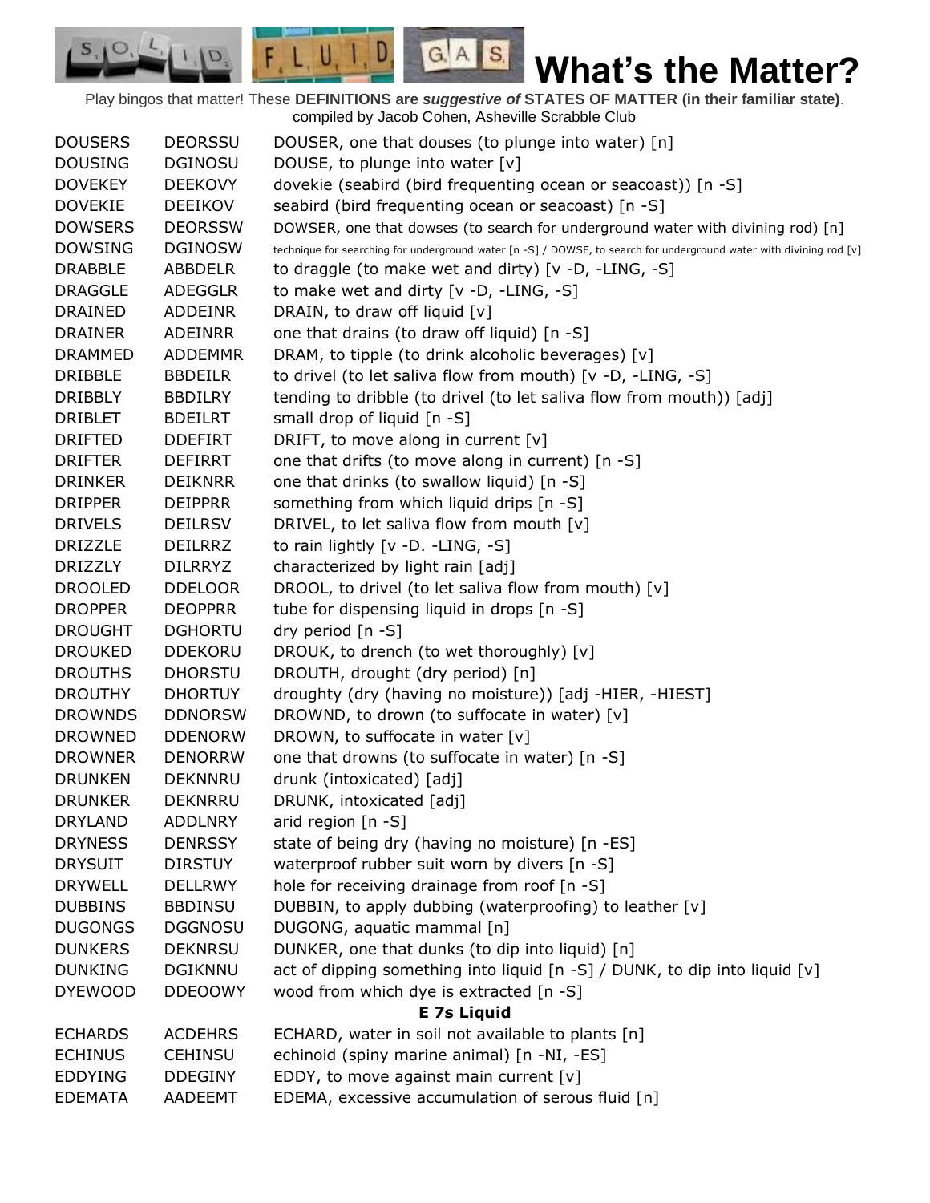# What's the Matter?

Play bingos that matter! These **DEFINITIONS are *suggestive of* STATES OF MATTER (in their familiar state)**.
compiled by Jacob Cohen, Asheville Scrabble Club

| | | |
|---|---|---|
| DOUSERS | DEORSSU | DOUSER, one that douses (to plunge into water) [n] |
| DOUSING | DGINOSU | DOUSE, to plunge into water [v] |
| DOVEKEY | DEEKOVY | dovekie (seabird (bird frequenting ocean or seacoast)) [n -S] |
| DOVEKIE | DEEIKOV | seabird (bird frequenting ocean or seacoast) [n -S] |
| DOWSERS | DEORSSW | DOWSER, one that dowses (to search for underground water with divining rod) [n] |
| DOWSING | DGINOSW | technique for searching for underground water [n -S] / DOWSE, to search for underground water with divining rod [v] |
| DRABBLE | ABBDELR | to draggle (to make wet and dirty) [v -D, -LING, -S] |
| DRAGGLE | ADEGGLR | to make wet and dirty [v -D, -LING, -S] |
| DRAINED | ADDEINR | DRAIN, to draw off liquid [v] |
| DRAINER | ADEINRR | one that drains (to draw off liquid) [n -S] |
| DRAMMED | ADDEMMR | DRAM, to tipple (to drink alcoholic beverages) [v] |
| DRIBBLE | BBDEILR | to drivel (to let saliva flow from mouth) [v -D, -LING, -S] |
| DRIBBLY | BBDILRY | tending to dribble (to drivel (to let saliva flow from mouth)) [adj] |
| DRIBLET | BDEILRT | small drop of liquid [n -S] |
| DRIFTED | DDEFIRT | DRIFT, to move along in current [v] |
| DRIFTER | DEFIRRT | one that drifts (to move along in current) [n -S] |
| DRINKER | DEIKNRR | one that drinks (to swallow liquid) [n -S] |
| DRIPPER | DEIPPRR | something from which liquid drips [n -S] |
| DRIVELS | DEILRSV | DRIVEL, to let saliva flow from mouth [v] |
| DRIZZLE | DEILRRZ | to rain lightly [v -D. -LING, -S] |
| DRIZZLY | DILRRYZ | characterized by light rain [adj] |
| DROOLED | DDELOOR | DROOL, to drivel (to let saliva flow from mouth) [v] |
| DROPPER | DEOPPRR | tube for dispensing liquid in drops [n -S] |
| DROUGHT | DGHORTU | dry period [n -S] |
| DROUKED | DDEKORU | DROUK, to drench (to wet thoroughly) [v] |
| DROUTHS | DHORSTU | DROUTH, drought (dry period) [n] |
| DROUTHY | DHORTUY | droughty (dry (having no moisture)) [adj -HIER, -HIEST] |
| DROWNDS | DDNORSW | DROWND, to drown (to suffocate in water) [v] |
| DROWNED | DDENORW | DROWN, to suffocate in water [v] |
| DROWNER | DENORRW | one that drowns (to suffocate in water) [n -S] |
| DRUNKEN | DEKNNRU | drunk (intoxicated) [adj] |
| DRUNKER | DEKNRRU | DRUNK, intoxicated [adj] |
| DRYLAND | ADDLNRY | arid region [n -S] |
| DRYNESS | DENRSSY | state of being dry (having no moisture) [n -ES] |
| DRYSUIT | DIRSTUY | waterproof rubber suit worn by divers [n -S] |
| DRYWELL | DELLRWY | hole for receiving drainage from roof [n -S] |
| DUBBINS | BBDINSU | DUBBIN, to apply dubbing (waterproofing) to leather [v] |
| DUGONGS | DGGNOSU | DUGONG, aquatic mammal [n] |
| DUNKERS | DEKNRSU | DUNKER, one that dunks (to dip into liquid) [n] |
| DUNKING | DGIKNNU | act of dipping something into liquid [n -S] / DUNK, to dip into liquid [v] |
| DYEWOOD | DDEOOWY | wood from which dye is extracted [n -S] |

**E 7s Liquid**

| | | |
|---|---|---|
| ECHARDS | ACDEHRS | ECHARD, water in soil not available to plants [n] |
| ECHINUS | CEHINSU | echinoid (spiny marine animal) [n -NI, -ES] |
| EDDYING | DDEGINY | EDDY, to move against main current [v] |
| EDEMATA | AADEEMT | EDEMA, excessive accumulation of serous fluid [n] |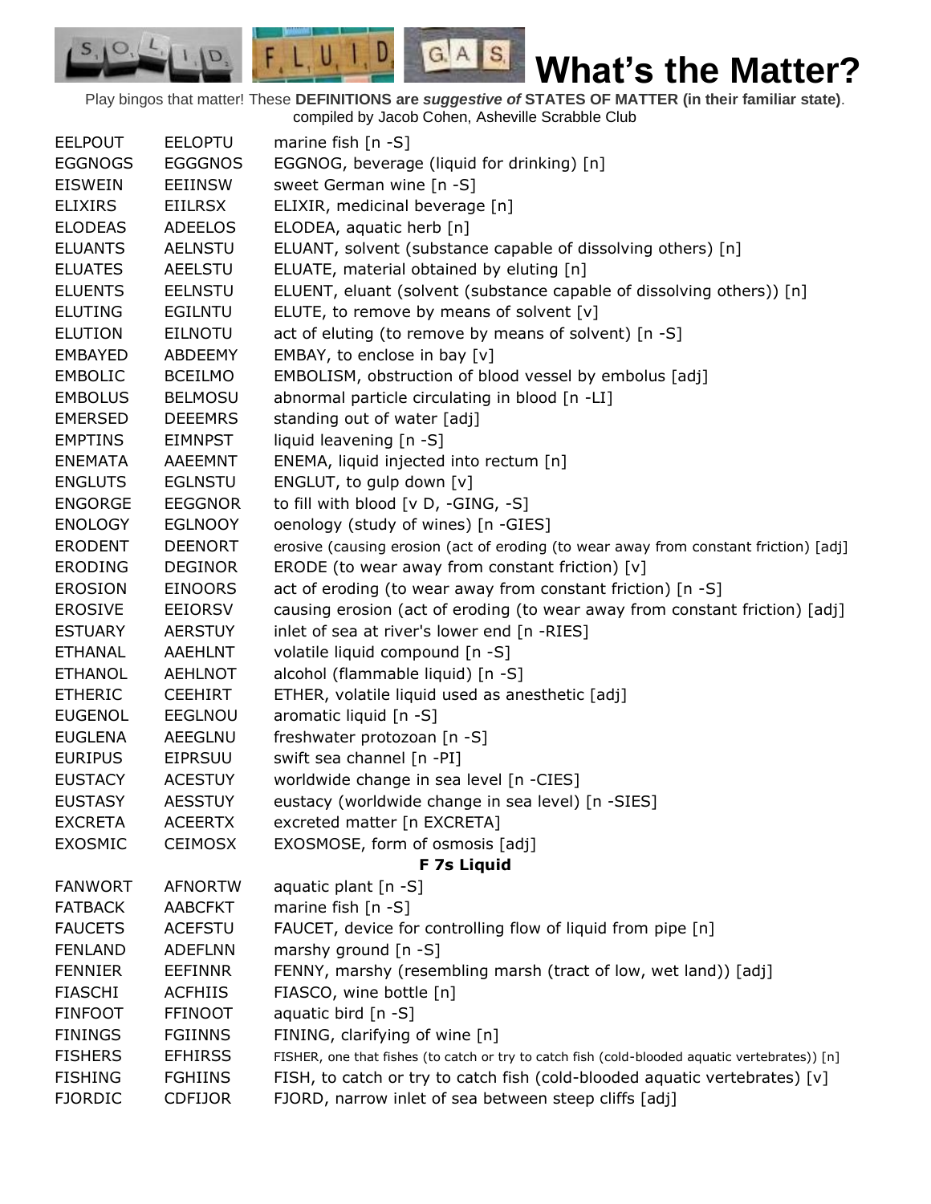# What's the Matter?

Play bingos that matter! These **DEFINITIONS are *suggestive of* STATES OF MATTER (in their familiar state)**. compiled by Jacob Cohen, Asheville Scrabble Club

| | | |
|---|---|---|
| EELPOUT | EELOPTU | marine fish [n -S] |
| EGGNOGS | EGGGNOS | EGGNOG, beverage (liquid for drinking) [n] |
| EISWEIN | EEIINSW | sweet German wine [n -S] |
| ELIXIRS | EIILRSX | ELIXIR, medicinal beverage [n] |
| ELODEAS | ADEELOS | ELODEA, aquatic herb [n] |
| ELUANTS | AELNSTU | ELUANT, solvent (substance capable of dissolving others) [n] |
| ELUATES | AEELSTU | ELUATE, material obtained by eluting [n] |
| ELUENTS | EELNSTU | ELUENT, eluant (solvent (substance capable of dissolving others)) [n] |
| ELUTING | EGILNTU | ELUTE, to remove by means of solvent [v] |
| ELUTION | EILNOTU | act of eluting (to remove by means of solvent) [n -S] |
| EMBAYED | ABDEEMY | EMBAY, to enclose in bay [v] |
| EMBOLIC | BCEILMO | EMBOLISM, obstruction of blood vessel by embolus [adj] |
| EMBOLUS | BELMOSU | abnormal particle circulating in blood [n -LI] |
| EMERSED | DEEEMRS | standing out of water [adj] |
| EMPTINS | EIMNPST | liquid leavening [n -S] |
| ENEMATA | AAEEMNT | ENEMA, liquid injected into rectum [n] |
| ENGLUTS | EGLNSTU | ENGLUT, to gulp down [v] |
| ENGORGE | EEGGNOR | to fill with blood [v D, -GING, -S] |
| ENOLOGY | EGLNOOY | oenology (study of wines) [n -GIES] |
| ERODENT | DEENORT | erosive (causing erosion (act of eroding (to wear away from constant friction) [adj] |
| ERODING | DEGINOR | ERODE (to wear away from constant friction) [v] |
| EROSION | EINOORS | act of eroding (to wear away from constant friction) [n -S] |
| EROSIVE | EEIORSV | causing erosion (act of eroding (to wear away from constant friction) [adj] |
| ESTUARY | AERSTUY | inlet of sea at river's lower end [n -RIES] |
| ETHANAL | AAEHLNT | volatile liquid compound [n -S] |
| ETHANOL | AEHLNOT | alcohol (flammable liquid) [n -S] |
| ETHERIC | CEEHIRT | ETHER, volatile liquid used as anesthetic [adj] |
| EUGENOL | EEGLNOU | aromatic liquid [n -S] |
| EUGLENA | AEEGLNU | freshwater protozoan [n -S] |
| EURIPUS | EIPRSUU | swift sea channel [n -PI] |
| EUSTACY | ACESTUY | worldwide change in sea level [n -CIES] |
| EUSTASY | AESSTUY | eustacy (worldwide change in sea level) [n -SIES] |
| EXCRETA | ACEERTX | excreted matter [n EXCRETA] |
| EXOSMIC | CEIMOSX | EXOSMOSE, form of osmosis [adj] |
| | | **F 7s Liquid** |
| FANWORT | AFNORTW | aquatic plant [n -S] |
| FATBACK | AABCFKT | marine fish [n -S] |
| FAUCETS | ACEFSTU | FAUCET, device for controlling flow of liquid from pipe [n] |
| FENLAND | ADEFLNN | marshy ground [n -S] |
| FENNIER | EEFINNR | FENNY, marshy (resembling marsh (tract of low, wet land)) [adj] |
| FIASCHI | ACFHIIS | FIASCO, wine bottle [n] |
| FINFOOT | FFINOOT | aquatic bird [n -S] |
| FININGS | FGIINNS | FINING, clarifying of wine [n] |
| FISHERS | EFHIRSS | FISHER, one that fishes (to catch or try to catch fish (cold-blooded aquatic vertebrates)) [n] |
| FISHING | FGHIINS | FISH, to catch or try to catch fish (cold-blooded aquatic vertebrates) [v] |
| FJORDIC | CDFIJOR | FJORD, narrow inlet of sea between steep cliffs [adj] |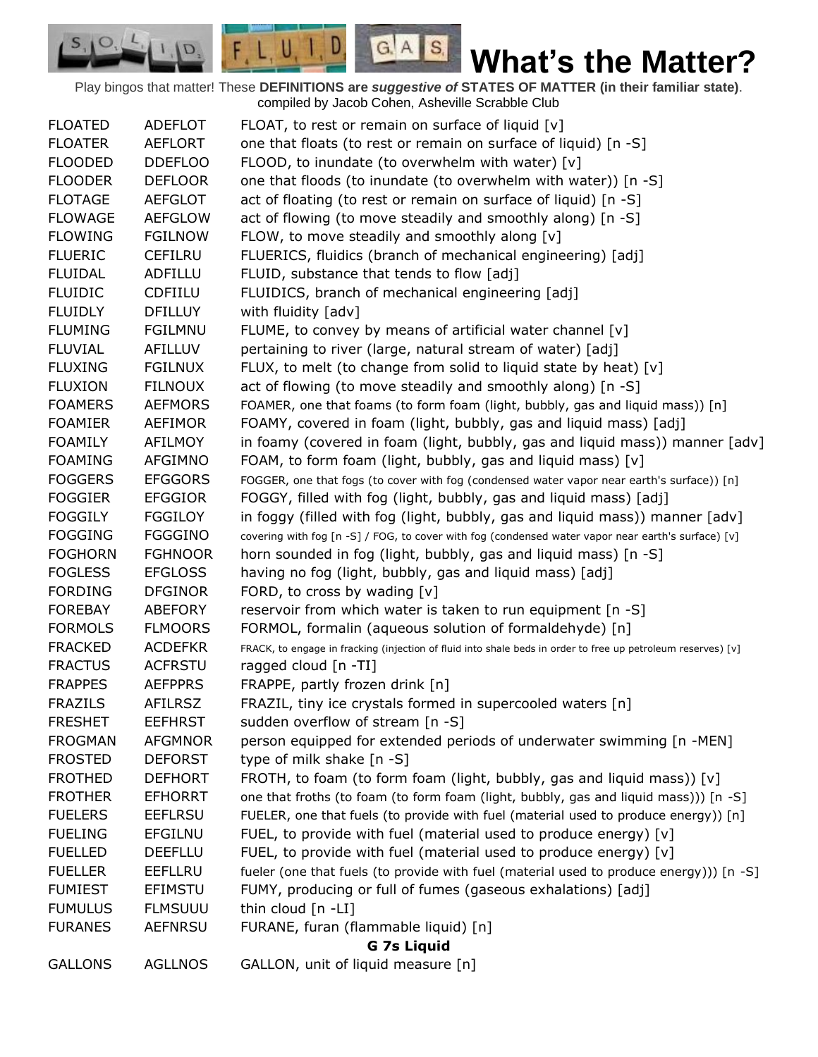# What's the Matter?

Play bingos that matter! These **DEFINITIONS are *suggestive of* STATES OF MATTER (in their familiar state)**. compiled by Jacob Cohen, Asheville Scrabble Club

| | | |
|---|---|---|
| FLOATED | ADEFLOT | FLOAT, to rest or remain on surface of liquid [v] |
| FLOATER | AEFLORT | one that floats (to rest or remain on surface of liquid) [n -S] |
| FLOODED | DDEFLOO | FLOOD, to inundate (to overwhelm with water) [v] |
| FLOODER | DEFLOOR | one that floods (to inundate (to overwhelm with water)) [n -S] |
| FLOTAGE | AEFGLOT | act of floating (to rest or remain on surface of liquid) [n -S] |
| FLOWAGE | AEFGLOW | act of flowing (to move steadily and smoothly along) [n -S] |
| FLOWING | FGILNOW | FLOW, to move steadily and smoothly along [v] |
| FLUERIC | CEFILRU | FLUERICS, fluidics (branch of mechanical engineering) [adj] |
| FLUIDAL | ADFILLU | FLUID, substance that tends to flow [adj] |
| FLUIDIC | CDFIILU | FLUIDICS, branch of mechanical engineering [adj] |
| FLUIDLY | DFILLUY | with fluidity [adv] |
| FLUMING | FGILMNU | FLUME, to convey by means of artificial water channel [v] |
| FLUVIAL | AFILLUV | pertaining to river (large, natural stream of water) [adj] |
| FLUXING | FGILNUX | FLUX, to melt (to change from solid to liquid state by heat) [v] |
| FLUXION | FILNOUX | act of flowing (to move steadily and smoothly along) [n -S] |
| FOAMERS | AEFMORS | FOAMER, one that foams (to form foam (light, bubbly, gas and liquid mass)) [n] |
| FOAMIER | AEFIMOR | FOAMY, covered in foam (light, bubbly, gas and liquid mass) [adj] |
| FOAMILY | AFILMOY | in foamy (covered in foam (light, bubbly, gas and liquid mass)) manner [adv] |
| FOAMING | AFGIMNO | FOAM, to form foam (light, bubbly, gas and liquid mass) [v] |
| FOGGERS | EFGGORS | FOGGER, one that fogs (to cover with fog (condensed water vapor near earth's surface)) [n] |
| FOGGIER | EFGGIOR | FOGGY, filled with fog (light, bubbly, gas and liquid mass) [adj] |
| FOGGILY | FGGILOY | in foggy (filled with fog (light, bubbly, gas and liquid mass)) manner [adv] |
| FOGGING | FGGGINO | covering with fog [n -S] / FOG, to cover with fog (condensed water vapor near earth's surface) [v] |
| FOGHORN | FGHNOOR | horn sounded in fog (light, bubbly, gas and liquid mass) [n -S] |
| FOGLESS | EFGLOSS | having no fog (light, bubbly, gas and liquid mass) [adj] |
| FORDING | DFGINOR | FORD, to cross by wading [v] |
| FOREBAY | ABEFORY | reservoir from which water is taken to run equipment [n -S] |
| FORMOLS | FLMOORS | FORMOL, formalin (aqueous solution of formaldehyde) [n] |
| FRACKED | ACDEFKR | FRACK, to engage in fracking (injection of fluid into shale beds in order to free up petroleum reserves) [v] |
| FRACTUS | ACFRSTU | ragged cloud [n -TI] |
| FRAPPES | AEFPPRS | FRAPPE, partly frozen drink [n] |
| FRAZILS | AFILRSZ | FRAZIL, tiny ice crystals formed in supercooled waters [n] |
| FRESHET | EEFHRST | sudden overflow of stream [n -S] |
| FROGMAN | AFGMNOR | person equipped for extended periods of underwater swimming [n -MEN] |
| FROSTED | DEFORST | type of milk shake [n -S] |
| FROTHED | DEFHORT | FROTH, to foam (to form foam (light, bubbly, gas and liquid mass)) [v] |
| FROTHER | EFHORRT | one that froths (to foam (to form foam (light, bubbly, gas and liquid mass))) [n -S] |
| FUELERS | EEFLRSU | FUELER, one that fuels (to provide with fuel (material used to produce energy)) [n] |
| FUELING | EFGILNU | FUEL, to provide with fuel (material used to produce energy) [v] |
| FUELLED | DEEFLLU | FUEL, to provide with fuel (material used to produce energy) [v] |
| FUELLER | EEFLLRU | fueler (one that fuels (to provide with fuel (material used to produce energy))) [n -S] |
| FUMIEST | EFIMSTU | FUMY, producing or full of fumes (gaseous exhalations) [adj] |
| FUMULUS | FLMSUUU | thin cloud [n -LI] |
| FURANES | AEFNRSU | FURANE, furan (flammable liquid) [n] |

**G 7s Liquid**

| | | |
|---|---|---|
| GALLONS | AGLLNOS | GALLON, unit of liquid measure [n] |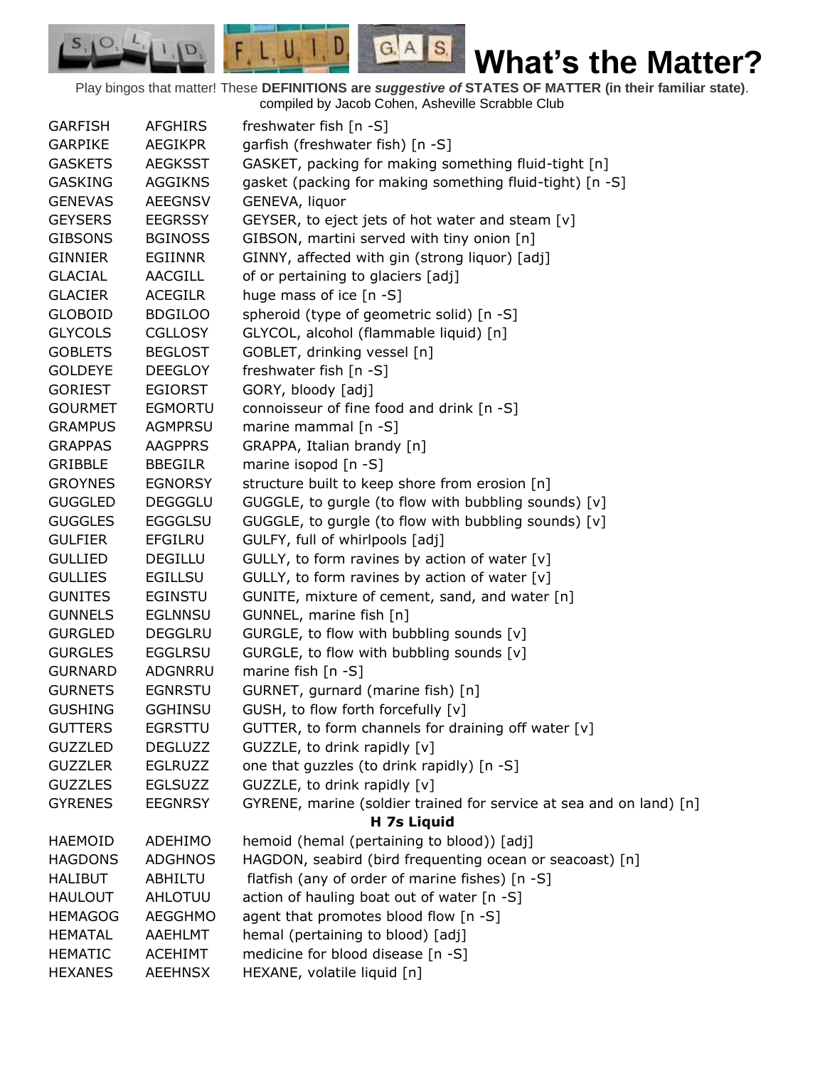# What's the Matter?

Play bingos that matter! These **DEFINITIONS are *suggestive of* STATES OF MATTER (in their familiar state)**. compiled by Jacob Cohen, Asheville Scrabble Club

| | | |
|---|---|---|
| GARFISH | AFGHIRS | freshwater fish [n -S] |
| GARPIKE | AEGIKPR | garfish (freshwater fish) [n -S] |
| GASKETS | AEGKSST | GASKET, packing for making something fluid-tight [n] |
| GASKING | AGGIKNS | gasket (packing for making something fluid-tight) [n -S] |
| GENEVAS | AEEGNSV | GENEVA, liquor |
| GEYSERS | EEGRSSY | GEYSER, to eject jets of hot water and steam [v] |
| GIBSONS | BGINOSS | GIBSON, martini served with tiny onion [n] |
| GINNIER | EGIINNR | GINNY, affected with gin (strong liquor) [adj] |
| GLACIAL | AACGILL | of or pertaining to glaciers [adj] |
| GLACIER | ACEGILR | huge mass of ice [n -S] |
| GLOBOID | BDGILOO | spheroid (type of geometric solid) [n -S] |
| GLYCOLS | CGLLOSY | GLYCOL, alcohol (flammable liquid) [n] |
| GOBLETS | BEGLOST | GOBLET, drinking vessel [n] |
| GOLDEYE | DEEGLOY | freshwater fish [n -S] |
| GORIEST | EGIORST | GORY, bloody [adj] |
| GOURMET | EGMORTU | connoisseur of fine food and drink [n -S] |
| GRAMPUS | AGMPRSU | marine mammal [n -S] |
| GRAPPAS | AAGPPRS | GRAPPA, Italian brandy [n] |
| GRIBBLE | BBEGILR | marine isopod [n -S] |
| GROYNES | EGNORSY | structure built to keep shore from erosion [n] |
| GUGGLED | DEGGGLU | GUGGLE, to gurgle (to flow with bubbling sounds) [v] |
| GUGGLES | EGGGLSU | GUGGLE, to gurgle (to flow with bubbling sounds) [v] |
| GULFIER | EFGILRU | GULFY, full of whirlpools [adj] |
| GULLIED | DEGILLU | GULLY, to form ravines by action of water [v] |
| GULLIES | EGILLSU | GULLY, to form ravines by action of water [v] |
| GUNITES | EGINSTU | GUNITE, mixture of cement, sand, and water [n] |
| GUNNELS | EGLNNSU | GUNNEL, marine fish [n] |
| GURGLED | DEGGLRU | GURGLE, to flow with bubbling sounds [v] |
| GURGLES | EGGLRSU | GURGLE, to flow with bubbling sounds [v] |
| GURNARD | ADGNRRU | marine fish [n -S] |
| GURNETS | EGNRSTU | GURNET, gurnard (marine fish) [n] |
| GUSHING | GGHINSU | GUSH, to flow forth forcefully [v] |
| GUTTERS | EGRSTTU | GUTTER, to form channels for draining off water [v] |
| GUZZLED | DEGLUZZ | GUZZLE, to drink rapidly [v] |
| GUZZLER | EGLRUZZ | one that guzzles (to drink rapidly) [n -S] |
| GUZZLES | EGLSUZZ | GUZZLE, to drink rapidly [v] |
| GYRENES | EEGNRSY | GYRENE, marine (soldier trained for service at sea and on land) [n] |

**H 7s Liquid**

| | | |
|---|---|---|
| HAEMOID | ADEHIMO | hemoid (hemal (pertaining to blood)) [adj] |
| HAGDONS | ADGHNOS | HAGDON, seabird (bird frequenting ocean or seacoast) [n] |
| HALIBUT | ABHILTU | flatfish (any of order of marine fishes) [n -S] |
| HAULOUT | AHLOTUU | action of hauling boat out of water [n -S] |
| HEMAGOG | AEGGHMO | agent that promotes blood flow [n -S] |
| HEMATAL | AAEHLMT | hemal (pertaining to blood) [adj] |
| HEMATIC | ACEHIMT | medicine for blood disease [n -S] |
| HEXANES | AEEHNSX | HEXANE, volatile liquid [n] |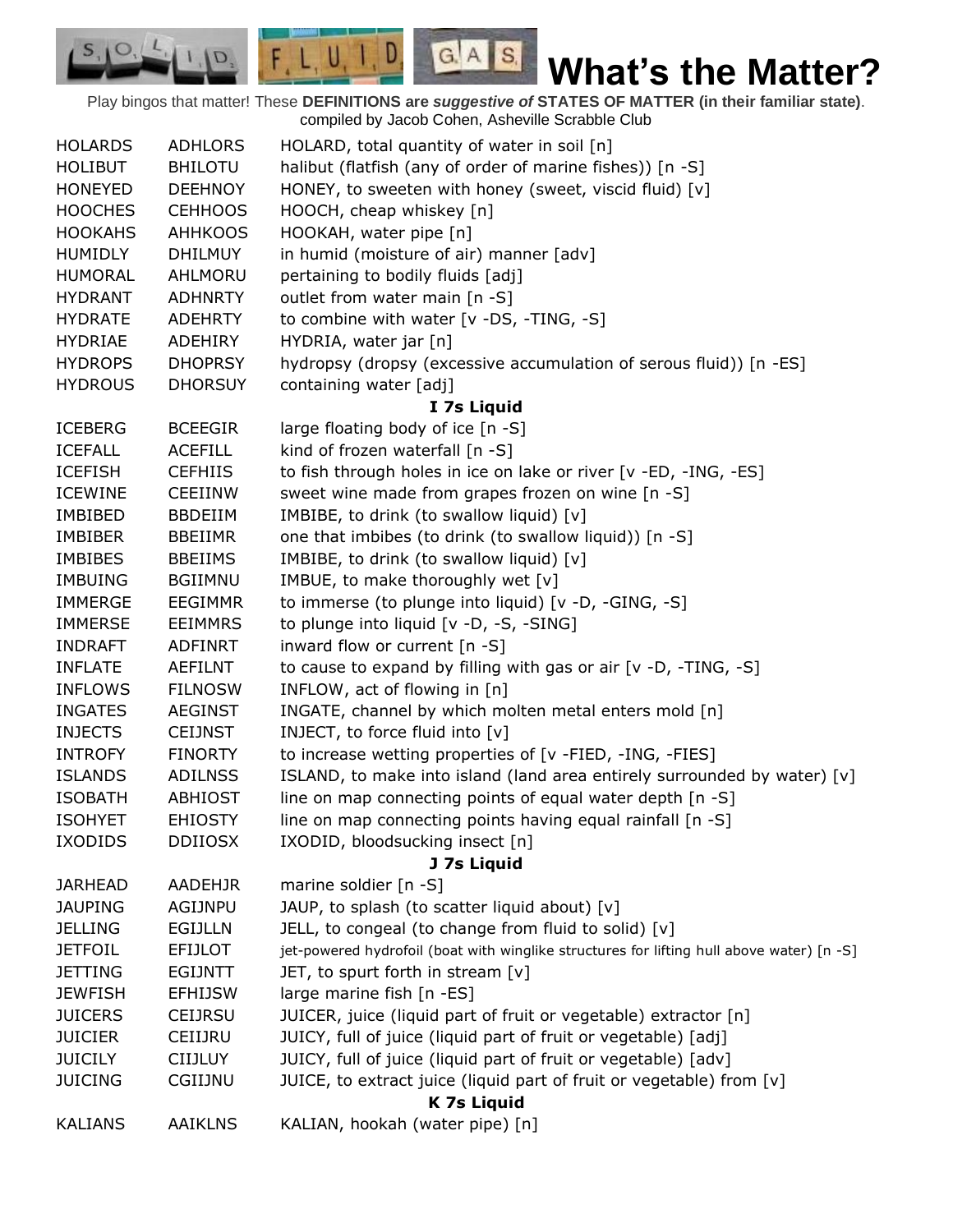# What's the Matter?

Play bingos that matter! These **DEFINITIONS are *suggestive of* STATES OF MATTER (in their familiar state)**. compiled by Jacob Cohen, Asheville Scrabble Club

| | | |
|---|---|---|
| HOLARDS | ADHLORS | HOLARD, total quantity of water in soil [n] |
| HOLIBUT | BHILOTU | halibut (flatfish (any of order of marine fishes)) [n -S] |
| HONEYED | DEEHNOY | HONEY, to sweeten with honey (sweet, viscid fluid) [v] |
| HOOCHES | CEHHOOS | HOOCH, cheap whiskey [n] |
| HOOKAHS | AHHKOOS | HOOKAH, water pipe [n] |
| HUMIDLY | DHILMUY | in humid (moisture of air) manner [adv] |
| HUMORAL | AHLMORU | pertaining to bodily fluids [adj] |
| HYDRANT | ADHNRTY | outlet from water main [n -S] |
| HYDRATE | ADEHRTY | to combine with water [v -DS, -TING, -S] |
| HYDRIAE | ADEHIRY | HYDRIA, water jar [n] |
| HYDROPS | DHOPRSY | hydropsy (dropsy (excessive accumulation of serous fluid)) [n -ES] |
| HYDROUS | DHORSUY | containing water [adj] |
| | | **I 7s Liquid** |
| ICEBERG | BCEEGIR | large floating body of ice [n -S] |
| ICEFALL | ACEFILL | kind of frozen waterfall [n -S] |
| ICEFISH | CEFHIIS | to fish through holes in ice on lake or river [v -ED, -ING, -ES] |
| ICEWINE | CEEIINW | sweet wine made from grapes frozen on wine [n -S] |
| IMBIBED | BBDEIIM | IMBIBE, to drink (to swallow liquid) [v] |
| IMBIBER | BBEIIMR | one that imbibes (to drink (to swallow liquid)) [n -S] |
| IMBIBES | BBEIIMS | IMBIBE, to drink (to swallow liquid) [v] |
| IMBUING | BGIIMNU | IMBUE, to make thoroughly wet [v] |
| IMMERGE | EEGIMMR | to immerse (to plunge into liquid) [v -D, -GING, -S] |
| IMMERSE | EEIMMRS | to plunge into liquid [v -D, -S, -SING] |
| INDRAFT | ADFINRT | inward flow or current [n -S] |
| INFLATE | AEFILNT | to cause to expand by filling with gas or air [v -D, -TING, -S] |
| INFLOWS | FILNOSW | INFLOW, act of flowing in [n] |
| INGATES | AEGINST | INGATE, channel by which molten metal enters mold [n] |
| INJECTS | CEIJNST | INJECT, to force fluid into [v] |
| INTROFY | FINORTY | to increase wetting properties of [v -FIED, -ING, -FIES] |
| ISLANDS | ADILNSS | ISLAND, to make into island (land area entirely surrounded by water) [v] |
| ISOBATH | ABHIOST | line on map connecting points of equal water depth [n -S] |
| ISOHYET | EHIOSTY | line on map connecting points having equal rainfall [n -S] |
| IXODIDS | DDIIOSX | IXODID, bloodsucking insect [n] |
| | | **J 7s Liquid** |
| JARHEAD | AADEHJR | marine soldier [n -S] |
| JAUPING | AGIJNPU | JAUP, to splash (to scatter liquid about) [v] |
| JELLING | EGIJLLN | JELL, to congeal (to change from fluid to solid) [v] |
| JETFOIL | EFIJLOT | jet-powered hydrofoil (boat with winglike structures for lifting hull above water) [n -S] |
| JETTING | EGIJNTT | JET, to spurt forth in stream [v] |
| JEWFISH | EFHIJSW | large marine fish [n -ES] |
| JUICERS | CEIJRSU | JUICER, juice (liquid part of fruit or vegetable) extractor [n] |
| JUICIER | CEIIJRU | JUICY, full of juice (liquid part of fruit or vegetable) [adj] |
| JUICILY | CIIJLUY | JUICY, full of juice (liquid part of fruit or vegetable) [adv] |
| JUICING | CGIIJNU | JUICE, to extract juice (liquid part of fruit or vegetable) from [v] |
| | | **K 7s Liquid** |
| KALIANS | AAIKLNS | KALIAN, hookah (water pipe) [n] |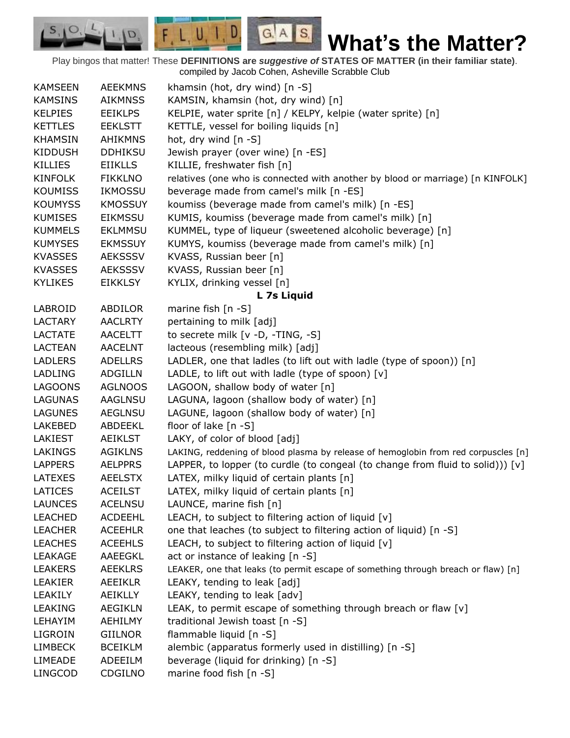# What's the Matter?

Play bingos that matter! These **DEFINITIONS are *suggestive of* STATES OF MATTER (in their familiar state)**. compiled by Jacob Cohen, Asheville Scrabble Club

| | | |
|---|---|---|
| KAMSEEN | AEEKMNS | khamsin (hot, dry wind) [n -S] |
| KAMSINS | AIKMNSS | KAMSIN, khamsin (hot, dry wind) [n] |
| KELPIES | EEIKLPS | KELPIE, water sprite [n] / KELPY, kelpie (water sprite) [n] |
| KETTLES | EEKLSTT | KETTLE, vessel for boiling liquids [n] |
| KHAMSIN | AHIKMNS | hot, dry wind [n -S] |
| KIDDUSH | DDHIKSU | Jewish prayer (over wine) [n -ES] |
| KILLIES | EIIKLLS | KILLIE, freshwater fish [n] |
| KINFOLK | FIKKLNO | relatives (one who is connected with another by blood or marriage) [n KINFOLK] |
| KOUMISS | IKMOSSU | beverage made from camel's milk [n -ES] |
| KOUMYSS | KMOSSUY | koumiss (beverage made from camel's milk) [n -ES] |
| KUMISES | EIKMSSU | KUMIS, koumiss (beverage made from camel's milk) [n] |
| KUMMELS | EKLMMSU | KUMMEL, type of liqueur (sweetened alcoholic beverage) [n] |
| KUMYSES | EKMSSUY | KUMYS, koumiss (beverage made from camel's milk) [n] |
| KVASSES | AEKSSSV | KVASS, Russian beer [n] |
| KVASSES | AEKSSSV | KVASS, Russian beer [n] |
| KYLIKES | EIKKLSY | KYLIX, drinking vessel [n] |
| | | **L 7s Liquid** |
| LABROID | ABDILOR | marine fish [n -S] |
| LACTARY | AACLRTY | pertaining to milk [adj] |
| LACTATE | AACELTT | to secrete milk [v -D, -TING, -S] |
| LACTEAN | AACELNT | lacteous (resembling milk) [adj] |
| LADLERS | ADELLRS | LADLER, one that ladles (to lift out with ladle (type of spoon)) [n] |
| LADLING | ADGILLN | LADLE, to lift out with ladle (type of spoon) [v] |
| LAGOONS | AGLNOOS | LAGOON, shallow body of water [n] |
| LAGUNAS | AAGLNSU | LAGUNA, lagoon (shallow body of water) [n] |
| LAGUNES | AEGLNSU | LAGUNE, lagoon (shallow body of water) [n] |
| LAKEBED | ABDEEKL | floor of lake [n -S] |
| LAKIEST | AEIKLST | LAKY, of color of blood [adj] |
| LAKINGS | AGIKLNS | LAKING, reddening of blood plasma by release of hemoglobin from red corpuscles [n] |
| LAPPERS | AELPPRS | LAPPER, to lopper (to curdle (to congeal (to change from fluid to solid))) [v] |
| LATEXES | AEELSTX | LATEX, milky liquid of certain plants [n] |
| LATICES | ACEILST | LATEX, milky liquid of certain plants [n] |
| LAUNCES | ACELNSU | LAUNCE, marine fish [n] |
| LEACHED | ACDEEHL | LEACH, to subject to filtering action of liquid [v] |
| LEACHER | ACEEHLR | one that leaches (to subject to filtering action of liquid) [n -S] |
| LEACHES | ACEEHLS | LEACH, to subject to filtering action of liquid [v] |
| LEAKAGE | AAEEGKL | act or instance of leaking [n -S] |
| LEAKERS | AEEKLRS | LEAKER, one that leaks (to permit escape of something through breach or flaw) [n] |
| LEAKIER | AEEIKLR | LEAKY, tending to leak [adj] |
| LEAKILY | AEIKLLY | LEAKY, tending to leak [adv] |
| LEAKING | AEGIKLN | LEAK, to permit escape of something through breach or flaw [v] |
| LEHAYIM | AEHILMY | traditional Jewish toast [n -S] |
| LIGROIN | GIILNOR | flammable liquid [n -S] |
| LIMBECK | BCEIKLM | alembic (apparatus formerly used in distilling) [n -S] |
| LIMEADE | ADEEILM | beverage (liquid for drinking) [n -S] |
| LINGCOD | CDGILNO | marine food fish [n -S] |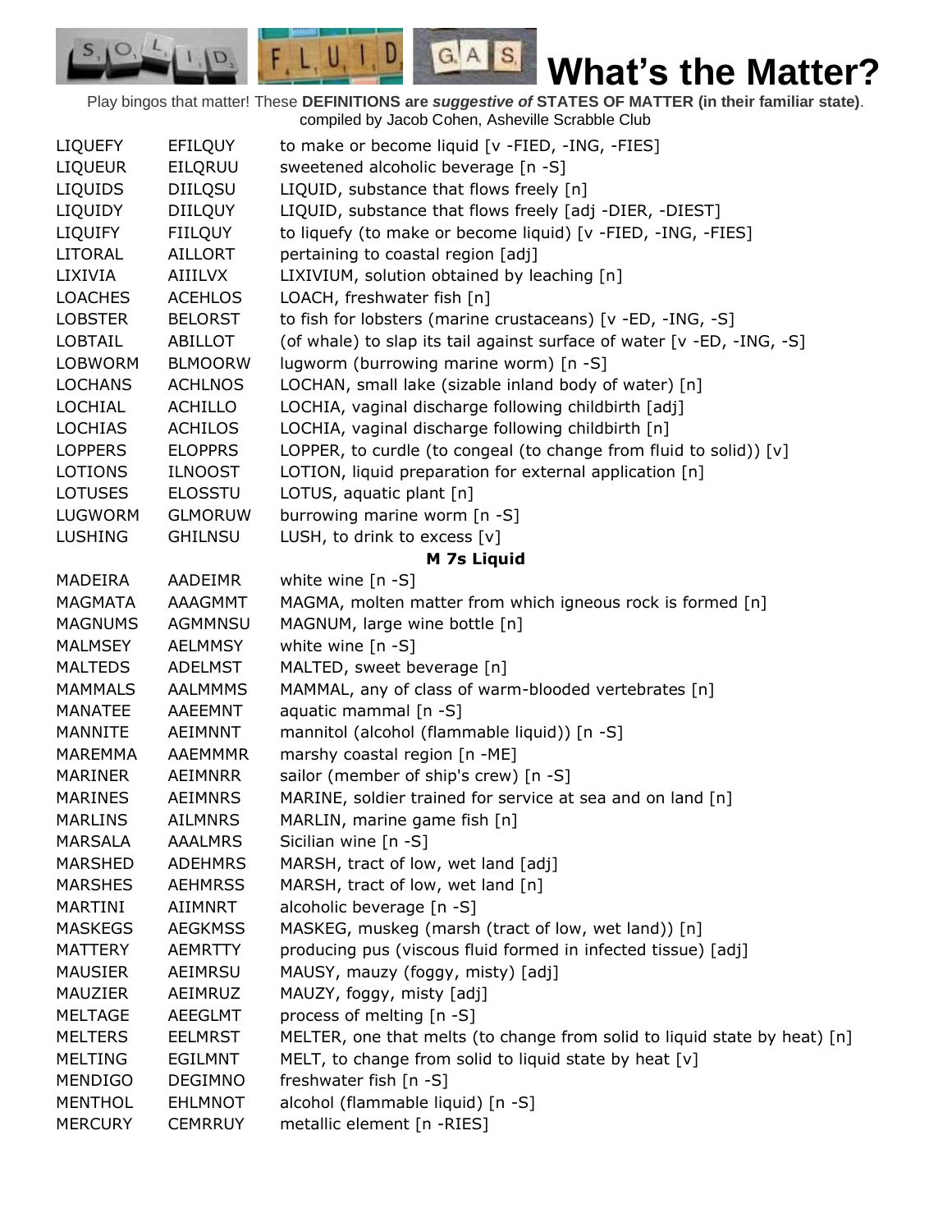# What's the Matter?

Play bingos that matter! These **DEFINITIONS are *suggestive of* STATES OF MATTER (in their familiar state)**.
compiled by Jacob Cohen, Asheville Scrabble Club

| | | |
|---|---|---|
| LIQUEFY | EFILQUY | to make or become liquid [v -FIED, -ING, -FIES] |
| LIQUEUR | EILQRUU | sweetened alcoholic beverage [n -S] |
| LIQUIDS | DIILQSU | LIQUID, substance that flows freely [n] |
| LIQUIDY | DIILQUY | LIQUID, substance that flows freely [adj -DIER, -DIEST] |
| LIQUIFY | FIILQUY | to liquefy (to make or become liquid) [v -FIED, -ING, -FIES] |
| LITORAL | AILLORT | pertaining to coastal region [adj] |
| LIXIVIA | AIIILVX | LIXIVIUM, solution obtained by leaching [n] |
| LOACHES | ACEHLOS | LOACH, freshwater fish [n] |
| LOBSTER | BELORST | to fish for lobsters (marine crustaceans) [v -ED, -ING, -S] |
| LOBTAIL | ABILLOT | (of whale) to slap its tail against surface of water [v -ED, -ING, -S] |
| LOBWORM | BLMOORW | lugworm (burrowing marine worm) [n -S] |
| LOCHANS | ACHLNOS | LOCHAN, small lake (sizable inland body of water) [n] |
| LOCHIAL | ACHILLO | LOCHIA, vaginal discharge following childbirth [adj] |
| LOCHIAS | ACHILOS | LOCHIA, vaginal discharge following childbirth [n] |
| LOPPERS | ELOPPRS | LOPPER, to curdle (to congeal (to change from fluid to solid)) [v] |
| LOTIONS | ILNOOST | LOTION, liquid preparation for external application [n] |
| LOTUSES | ELOSSTU | LOTUS, aquatic plant [n] |
| LUGWORM | GLMORUW | burrowing marine worm [n -S] |
| LUSHING | GHILNSU | LUSH, to drink to excess [v] |
| | | **M 7s Liquid** |
| MADEIRA | AADEIMR | white wine [n -S] |
| MAGMATA | AAAGMMT | MAGMA, molten matter from which igneous rock is formed [n] |
| MAGNUMS | AGMMNSU | MAGNUM, large wine bottle [n] |
| MALMSEY | AELMMSY | white wine [n -S] |
| MALTEDS | ADELMST | MALTED, sweet beverage [n] |
| MAMMALS | AALMMMS | MAMMAL, any of class of warm-blooded vertebrates [n] |
| MANATEE | AAEEMNT | aquatic mammal [n -S] |
| MANNITE | AEIMNNT | mannitol (alcohol (flammable liquid)) [n -S] |
| MAREMMA | AAEMMMR | marshy coastal region [n -ME] |
| MARINER | AEIMNRR | sailor (member of ship's crew) [n -S] |
| MARINES | AEIMNRS | MARINE, soldier trained for service at sea and on land [n] |
| MARLINS | AILMNRS | MARLIN, marine game fish [n] |
| MARSALA | AAALMRS | Sicilian wine [n -S] |
| MARSHED | ADEHMRS | MARSH, tract of low, wet land [adj] |
| MARSHES | AEHMRSS | MARSH, tract of low, wet land [n] |
| MARTINI | AIIMNRT | alcoholic beverage [n -S] |
| MASKEGS | AEGKMSS | MASKEG, muskeg (marsh (tract of low, wet land)) [n] |
| MATTERY | AEMRTTY | producing pus (viscous fluid formed in infected tissue) [adj] |
| MAUSIER | AEIMRSU | MAUSY, mauzy (foggy, misty) [adj] |
| MAUZIER | AEIMRUZ | MAUZY, foggy, misty [adj] |
| MELTAGE | AEEGLMT | process of melting [n -S] |
| MELTERS | EELMRST | MELTER, one that melts (to change from solid to liquid state by heat) [n] |
| MELTING | EGILMNT | MELT, to change from solid to liquid state by heat [v] |
| MENDIGO | DEGIMNO | freshwater fish [n -S] |
| MENTHOL | EHLMNOT | alcohol (flammable liquid) [n -S] |
| MERCURY | CEMRRUY | metallic element [n -RIES] |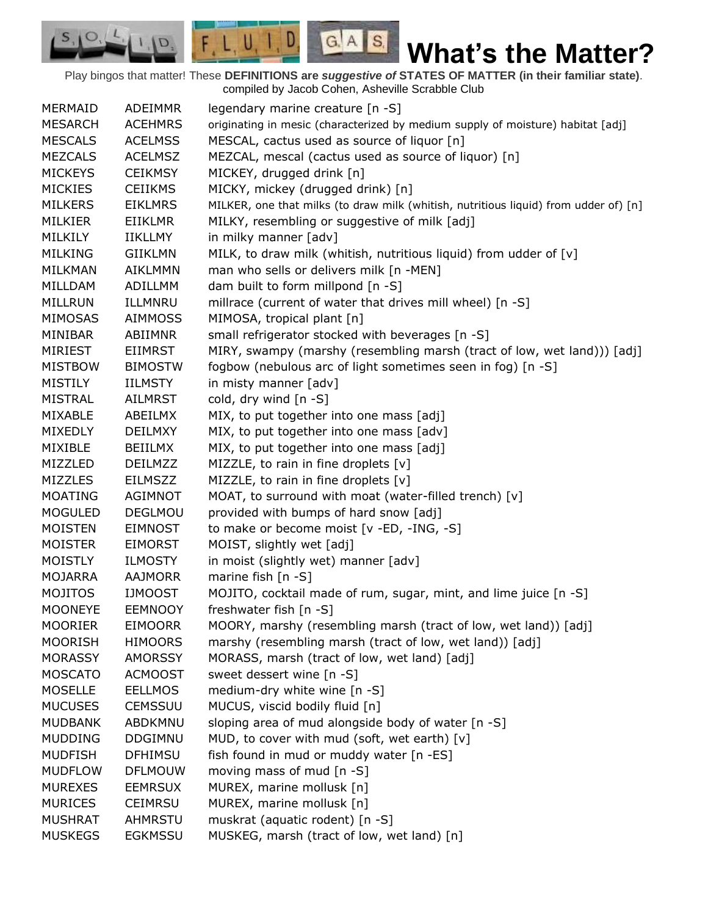# What's the Matter?

Play bingos that matter! These **DEFINITIONS are *suggestive of* STATES OF MATTER (in their familiar state)**. compiled by Jacob Cohen, Asheville Scrabble Club

| | | |
|---|---|---|
| MERMAID | ADEIMMR | legendary marine creature [n -S] |
| MESARCH | ACEHMRS | originating in mesic (characterized by medium supply of moisture) habitat [adj] |
| MESCALS | ACELMSS | MESCAL, cactus used as source of liquor [n] |
| MEZCALS | ACELMSZ | MEZCAL, mescal (cactus used as source of liquor) [n] |
| MICKEYS | CEIKMSY | MICKEY, drugged drink [n] |
| MICKIES | CEIIKMS | MICKY, mickey (drugged drink) [n] |
| MILKERS | EIKLMRS | MILKER, one that milks (to draw milk (whitish, nutritious liquid) from udder of) [n] |
| MILKIER | EIIKLMR | MILKY, resembling or suggestive of milk [adj] |
| MILKILY | IIKLLMY | in milky manner [adv] |
| MILKING | GIIKLMN | MILK, to draw milk (whitish, nutritious liquid) from udder of [v] |
| MILKMAN | AIKLMMN | man who sells or delivers milk [n -MEN] |
| MILLDAM | ADILLMM | dam built to form millpond [n -S] |
| MILLRUN | ILLMNRU | millrace (current of water that drives mill wheel) [n -S] |
| MIMOSAS | AIMMOSS | MIMOSA, tropical plant [n] |
| MINIBAR | ABIIMNR | small refrigerator stocked with beverages [n -S] |
| MIRIEST | EIIMRST | MIRY, swampy (marshy (resembling marsh (tract of low, wet land))) [adj] |
| MISTBOW | BIMOSTW | fogbow (nebulous arc of light sometimes seen in fog) [n -S] |
| MISTILY | IILMSTY | in misty manner [adv] |
| MISTRAL | AILMRST | cold, dry wind [n -S] |
| MIXABLE | ABEILMX | MIX, to put together into one mass [adj] |
| MIXEDLY | DEILMXY | MIX, to put together into one mass [adv] |
| MIXIBLE | BEIILMX | MIX, to put together into one mass [adj] |
| MIZZLED | DEILMZZ | MIZZLE, to rain in fine droplets [v] |
| MIZZLES | EILMSZZ | MIZZLE, to rain in fine droplets [v] |
| MOATING | AGIMNOT | MOAT, to surround with moat (water-filled trench) [v] |
| MOGULED | DEGLMOU | provided with bumps of hard snow [adj] |
| MOISTEN | EIMNOST | to make or become moist [v -ED, -ING, -S] |
| MOISTER | EIMORST | MOIST, slightly wet [adj] |
| MOISTLY | ILMOSTY | in moist (slightly wet) manner [adv] |
| MOJARRA | AAJMORR | marine fish [n -S] |
| MOJITOS | IJMOOST | MOJITO, cocktail made of rum, sugar, mint, and lime juice [n -S] |
| MOONEYE | EEMNOOY | freshwater fish [n -S] |
| MOORIER | EIMOORR | MOORY, marshy (resembling marsh (tract of low, wet land)) [adj] |
| MOORISH | HIMOORS | marshy (resembling marsh (tract of low, wet land)) [adj] |
| MORASSY | AMORSSY | MORASS, marsh (tract of low, wet land) [adj] |
| MOSCATO | ACMOOST | sweet dessert wine [n -S] |
| MOSELLE | EELLMOS | medium-dry white wine [n -S] |
| MUCUSES | CEMSSUU | MUCUS, viscid bodily fluid [n] |
| MUDBANK | ABDKMNU | sloping area of mud alongside body of water [n -S] |
| MUDDING | DDGIMNU | MUD, to cover with mud (soft, wet earth) [v] |
| MUDFISH | DFHIMSU | fish found in mud or muddy water [n -ES] |
| MUDFLOW | DFLMOUW | moving mass of mud [n -S] |
| MUREXES | EEMRSUX | MUREX, marine mollusk [n] |
| MURICES | CEIMRSU | MUREX, marine mollusk [n] |
| MUSHRAT | AHMRSTU | muskrat (aquatic rodent) [n -S] |
| MUSKEGS | EGKMSSU | MUSKEG, marsh (tract of low, wet land) [n] |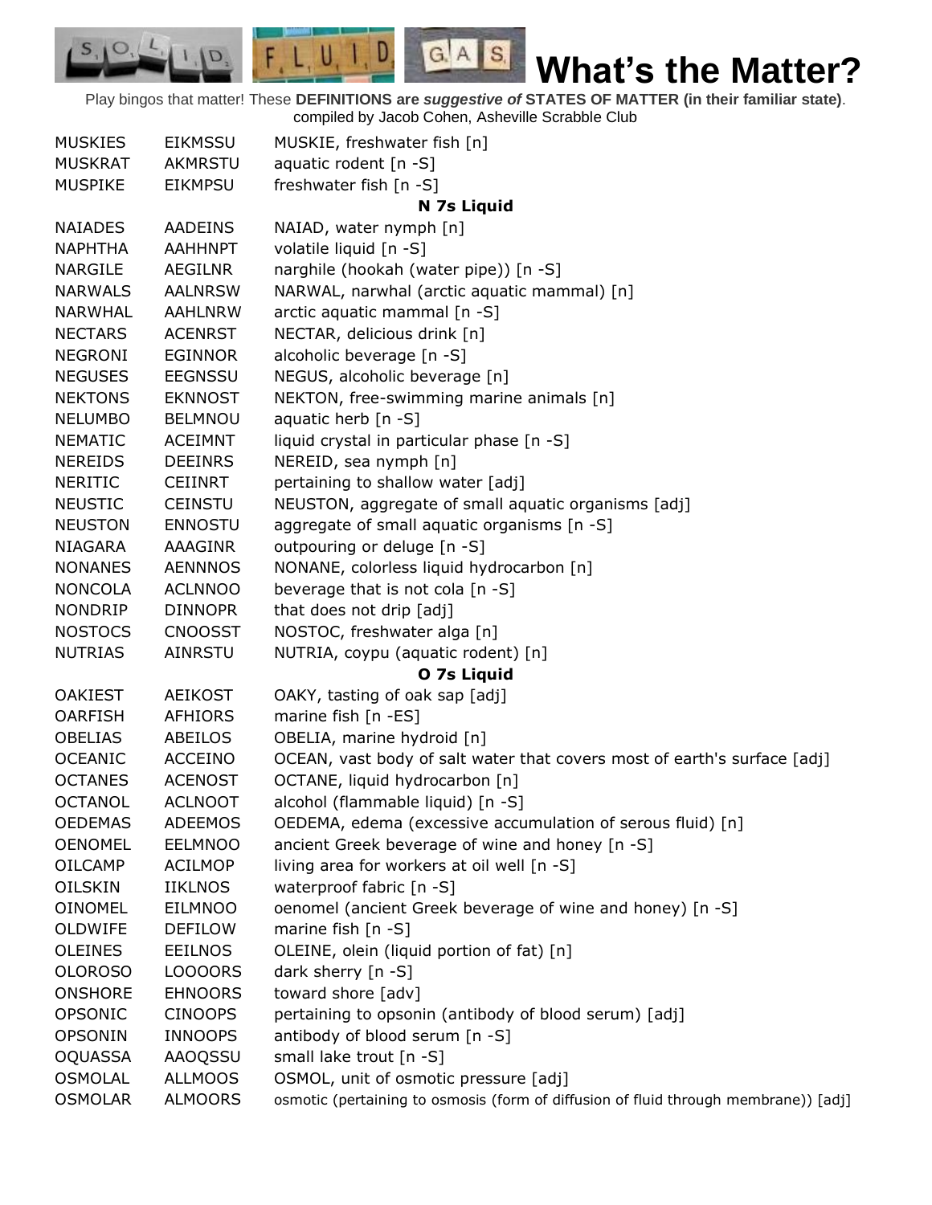# What's the Matter?

Play bingos that matter! These **DEFINITIONS are *suggestive of* STATES OF MATTER (in their familiar state)**.
compiled by Jacob Cohen, Asheville Scrabble Club

| | | |
|---|---|---|
| MUSKIES | EIKMSSU | MUSKIE, freshwater fish [n] |
| MUSKRAT | AKMRSTU | aquatic rodent [n -S] |
| MUSPIKE | EIKMPSU | freshwater fish [n -S] |
| | | **N 7s Liquid** |
| NAIADES | AADEINS | NAIAD, water nymph [n] |
| NAPHTHA | AAHHNPT | volatile liquid [n -S] |
| NARGILE | AEGILNR | narghile (hookah (water pipe)) [n -S] |
| NARWALS | AALNRSW | NARWAL, narwhal (arctic aquatic mammal) [n] |
| NARWHAL | AAHLNRW | arctic aquatic mammal [n -S] |
| NECTARS | ACENRST | NECTAR, delicious drink [n] |
| NEGRONI | EGINNOR | alcoholic beverage [n -S] |
| NEGUSES | EEGNSSU | NEGUS, alcoholic beverage [n] |
| NEKTONS | EKNNOST | NEKTON, free-swimming marine animals [n] |
| NELUMBO | BELMNOU | aquatic herb [n -S] |
| NEMATIC | ACEIMNT | liquid crystal in particular phase [n -S] |
| NEREIDS | DEEINRS | NEREID, sea nymph [n] |
| NERITIC | CEIINRT | pertaining to shallow water [adj] |
| NEUSTIC | CEINSTU | NEUSTON, aggregate of small aquatic organisms [adj] |
| NEUSTON | ENNOSTU | aggregate of small aquatic organisms [n -S] |
| NIAGARA | AAAGINR | outpouring or deluge [n -S] |
| NONANES | AENNNOS | NONANE, colorless liquid hydrocarbon [n] |
| NONCOLA | ACLNNOO | beverage that is not cola [n -S] |
| NONDRIP | DINNOPR | that does not drip [adj] |
| NOSTOCS | CNOOSST | NOSTOC, freshwater alga [n] |
| NUTRIAS | AINRSTU | NUTRIA, coypu (aquatic rodent) [n] |
| | | **O 7s Liquid** |
| OAKIEST | AEIKOST | OAKY, tasting of oak sap [adj] |
| OARFISH | AFHIORS | marine fish [n -ES] |
| OBELIAS | ABEILOS | OBELIA, marine hydroid [n] |
| OCEANIC | ACCEINO | OCEAN, vast body of salt water that covers most of earth's surface [adj] |
| OCTANES | ACENOST | OCTANE, liquid hydrocarbon [n] |
| OCTANOL | ACLNOOT | alcohol (flammable liquid) [n -S] |
| OEDEMAS | ADEEMOS | OEDEMA, edema (excessive accumulation of serous fluid) [n] |
| OENOMEL | EELMNOO | ancient Greek beverage of wine and honey [n -S] |
| OILCAMP | ACILMOP | living area for workers at oil well [n -S] |
| OILSKIN | IIKLNOS | waterproof fabric [n -S] |
| OINOMEL | EILMNOO | oenomel (ancient Greek beverage of wine and honey) [n -S] |
| OLDWIFE | DEFILOW | marine fish [n -S] |
| OLEINES | EEILNOS | OLEINE, olein (liquid portion of fat) [n] |
| OLOROSO | LOOOORS | dark sherry [n -S] |
| ONSHORE | EHNOORS | toward shore [adv] |
| OPSONIC | CINOOPS | pertaining to opsonin (antibody of blood serum) [adj] |
| OPSONIN | INNOOPS | antibody of blood serum [n -S] |
| OQUASSA | AAOQSSU | small lake trout [n -S] |
| OSMOLAL | ALLMOOS | OSMOL, unit of osmotic pressure [adj] |
| OSMOLAR | ALMOORS | osmotic (pertaining to osmosis (form of diffusion of fluid through membrane)) [adj] |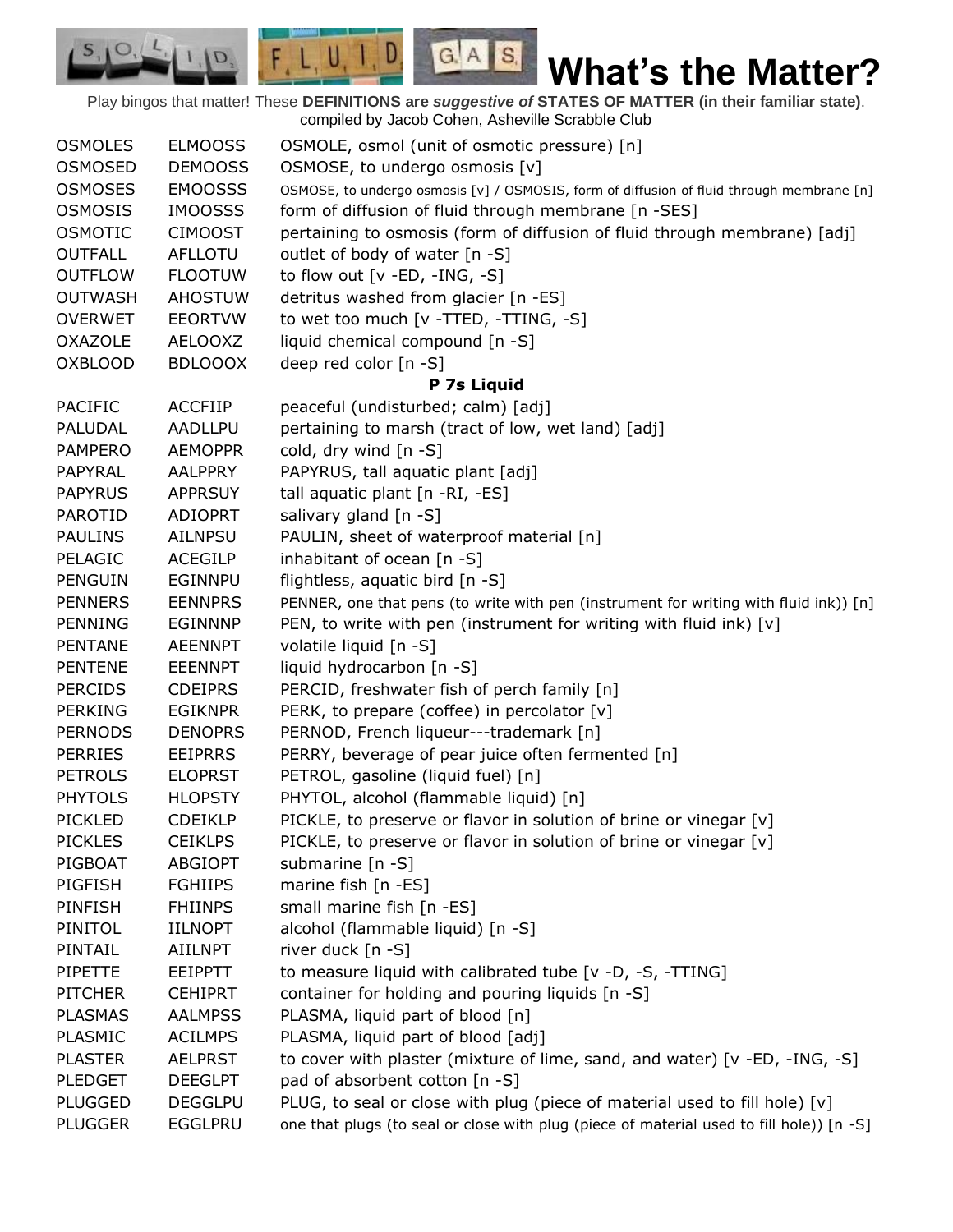# What's the Matter?

Play bingos that matter! These **DEFINITIONS are *suggestive of* STATES OF MATTER (in their familiar state)**. compiled by Jacob Cohen, Asheville Scrabble Club

| | | |
|---|---|---|
| OSMOLES | ELMOOSS | OSMOLE, osmol (unit of osmotic pressure) [n] |
| OSMOSED | DEMOOSS | OSMOSE, to undergo osmosis [v] |
| OSMOSES | EMOOSSS | OSMOSE, to undergo osmosis [v] / OSMOSIS, form of diffusion of fluid through membrane [n] |
| OSMOSIS | IMOOSSS | form of diffusion of fluid through membrane [n -SES] |
| OSMOTIC | CIMOOST | pertaining to osmosis (form of diffusion of fluid through membrane) [adj] |
| OUTFALL | AFLLOTU | outlet of body of water [n -S] |
| OUTFLOW | FLOOTUW | to flow out [v -ED, -ING, -S] |
| OUTWASH | AHOSTUW | detritus washed from glacier [n -ES] |
| OVERWET | EEORTVW | to wet too much [v -TTED, -TTING, -S] |
| OXAZOLE | AELOOXZ | liquid chemical compound [n -S] |
| OXBLOOD | BDLOOOX | deep red color [n -S] |

**P 7s Liquid**

| | | |
|---|---|---|
| PACIFIC | ACCFIIP | peaceful (undisturbed; calm) [adj] |
| PALUDAL | AADLLPU | pertaining to marsh (tract of low, wet land) [adj] |
| PAMPERO | AEMOPPR | cold, dry wind [n -S] |
| PAPYRAL | AALPPRY | PAPYRUS, tall aquatic plant [adj] |
| PAPYRUS | APPRSUY | tall aquatic plant [n -RI, -ES] |
| PAROTID | ADIOPRT | salivary gland [n -S] |
| PAULINS | AILNPSU | PAULIN, sheet of waterproof material [n] |
| PELAGIC | ACEGILP | inhabitant of ocean [n -S] |
| PENGUIN | EGINNPU | flightless, aquatic bird [n -S] |
| PENNERS | EENNPRS | PENNER, one that pens (to write with pen (instrument for writing with fluid ink)) [n] |
| PENNING | EGINNNP | PEN, to write with pen (instrument for writing with fluid ink) [v] |
| PENTANE | AEENNPT | volatile liquid [n -S] |
| PENTENE | EEENNPT | liquid hydrocarbon [n -S] |
| PERCIDS | CDEIPRS | PERCID, freshwater fish of perch family [n] |
| PERKING | EGIKNPR | PERK, to prepare (coffee) in percolator [v] |
| PERNODS | DENOPRS | PERNOD, French liqueur---trademark [n] |
| PERRIES | EEIPRRS | PERRY, beverage of pear juice often fermented [n] |
| PETROLS | ELOPRST | PETROL, gasoline (liquid fuel) [n] |
| PHYTOLS | HLOPSTY | PHYTOL, alcohol (flammable liquid) [n] |
| PICKLED | CDEIKLP | PICKLE, to preserve or flavor in solution of brine or vinegar [v] |
| PICKLES | CEIKLPS | PICKLE, to preserve or flavor in solution of brine or vinegar [v] |
| PIGBOAT | ABGIOPT | submarine [n -S] |
| PIGFISH | FGHIIPS | marine fish [n -ES] |
| PINFISH | FHIINPS | small marine fish [n -ES] |
| PINITOL | IILNOPT | alcohol (flammable liquid) [n -S] |
| PINTAIL | AIILNPT | river duck [n -S] |
| PIPETTE | EEIPPTT | to measure liquid with calibrated tube [v -D, -S, -TTING] |
| PITCHER | CEHIPRT | container for holding and pouring liquids [n -S] |
| PLASMAS | AALMPSS | PLASMA, liquid part of blood [n] |
| PLASMIC | ACILMPS | PLASMA, liquid part of blood [adj] |
| PLASTER | AELPRST | to cover with plaster (mixture of lime, sand, and water) [v -ED, -ING, -S] |
| PLEDGET | DEEGLPT | pad of absorbent cotton [n -S] |
| PLUGGED | DEGGLPU | PLUG, to seal or close with plug (piece of material used to fill hole) [v] |
| PLUGGER | EGGLPRU | one that plugs (to seal or close with plug (piece of material used to fill hole)) [n -S] |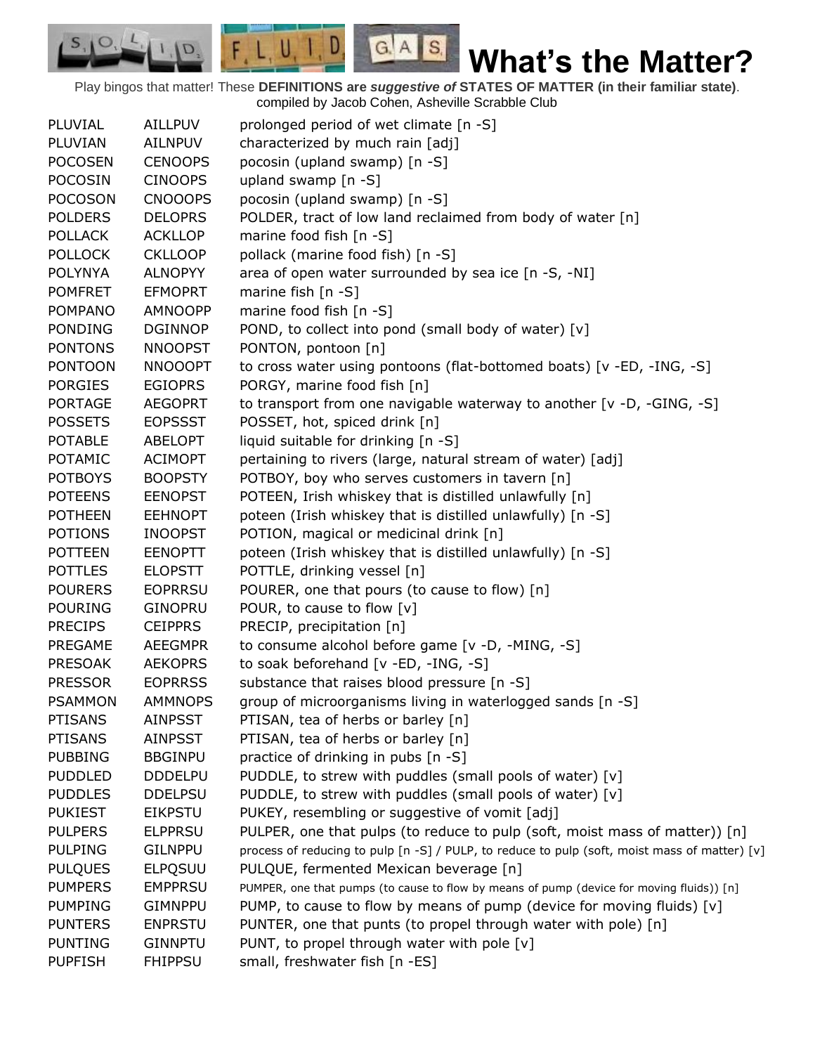# What's the Matter?

Play bingos that matter! These **DEFINITIONS are *suggestive of* STATES OF MATTER (in their familiar state)**. compiled by Jacob Cohen, Asheville Scrabble Club

| | | |
|---|---|---|
| PLUVIAL | AILLPUV | prolonged period of wet climate [n -S] |
| PLUVIAN | AILNPUV | characterized by much rain [adj] |
| POCOSEN | CENOOPS | pocosin (upland swamp) [n -S] |
| POCOSIN | CINOOPS | upland swamp [n -S] |
| POCOSON | CNOOOPS | pocosin (upland swamp) [n -S] |
| POLDERS | DELOPRS | POLDER, tract of low land reclaimed from body of water [n] |
| POLLACK | ACKLLOP | marine food fish [n -S] |
| POLLOCK | CKLLOOP | pollack (marine food fish) [n -S] |
| POLYNYA | ALNOPYY | area of open water surrounded by sea ice [n -S, -NI] |
| POMFRET | EFMOPRT | marine fish [n -S] |
| POMPANO | AMNOOPP | marine food fish [n -S] |
| PONDING | DGINNOP | POND, to collect into pond (small body of water) [v] |
| PONTONS | NNOOPST | PONTON, pontoon [n] |
| PONTOON | NNOOOPT | to cross water using pontoons (flat-bottomed boats) [v -ED, -ING, -S] |
| PORGIES | EGIOPRS | PORGY, marine food fish [n] |
| PORTAGE | AEGOPRT | to transport from one navigable waterway to another [v -D, -GING, -S] |
| POSSETS | EOPSSST | POSSET, hot, spiced drink [n] |
| POTABLE | ABELOPT | liquid suitable for drinking [n -S] |
| POTAMIC | ACIMOPT | pertaining to rivers (large, natural stream of water) [adj] |
| POTBOYS | BOOPSTY | POTBOY, boy who serves customers in tavern [n] |
| POTEENS | EENOPST | POTEEN, Irish whiskey that is distilled unlawfully [n] |
| POTHEEN | EEHNOPT | poteen (Irish whiskey that is distilled unlawfully) [n -S] |
| POTIONS | INOOPST | POTION, magical or medicinal drink [n] |
| POTTEEN | EENOPTT | poteen (Irish whiskey that is distilled unlawfully) [n -S] |
| POTTLES | ELOPSTT | POTTLE, drinking vessel [n] |
| POURERS | EOPRRSU | POURER, one that pours (to cause to flow) [n] |
| POURING | GINOPRU | POUR, to cause to flow [v] |
| PRECIPS | CEIPPRS | PRECIP, precipitation [n] |
| PREGAME | AEEGMPR | to consume alcohol before game [v -D, -MING, -S] |
| PRESOAK | AEKOPRS | to soak beforehand [v -ED, -ING, -S] |
| PRESSOR | EOPRRSS | substance that raises blood pressure [n -S] |
| PSAMMON | AMMNOPS | group of microorganisms living in waterlogged sands [n -S] |
| PTISANS | AINPSST | PTISAN, tea of herbs or barley [n] |
| PTISANS | AINPSST | PTISAN, tea of herbs or barley [n] |
| PUBBING | BBGINPU | practice of drinking in pubs [n -S] |
| PUDDLED | DDDELPU | PUDDLE, to strew with puddles (small pools of water) [v] |
| PUDDLES | DDELPSU | PUDDLE, to strew with puddles (small pools of water) [v] |
| PUKIEST | EIKPSTU | PUKEY, resembling or suggestive of vomit [adj] |
| PULPERS | ELPPRSU | PULPER, one that pulps (to reduce to pulp (soft, moist mass of matter)) [n] |
| PULPING | GILNPPU | process of reducing to pulp [n -S] / PULP, to reduce to pulp (soft, moist mass of matter) [v] |
| PULQUES | ELPQSUU | PULQUE, fermented Mexican beverage [n] |
| PUMPERS | EMPPRSU | PUMPER, one that pumps (to cause to flow by means of pump (device for moving fluids)) [n] |
| PUMPING | GIMNPPU | PUMP, to cause to flow by means of pump (device for moving fluids) [v] |
| PUNTERS | ENPRSTU | PUNTER, one that punts (to propel through water with pole) [n] |
| PUNTING | GINNPTU | PUNT, to propel through water with pole [v] |
| PUPFISH | FHIPPSU | small, freshwater fish [n -ES] |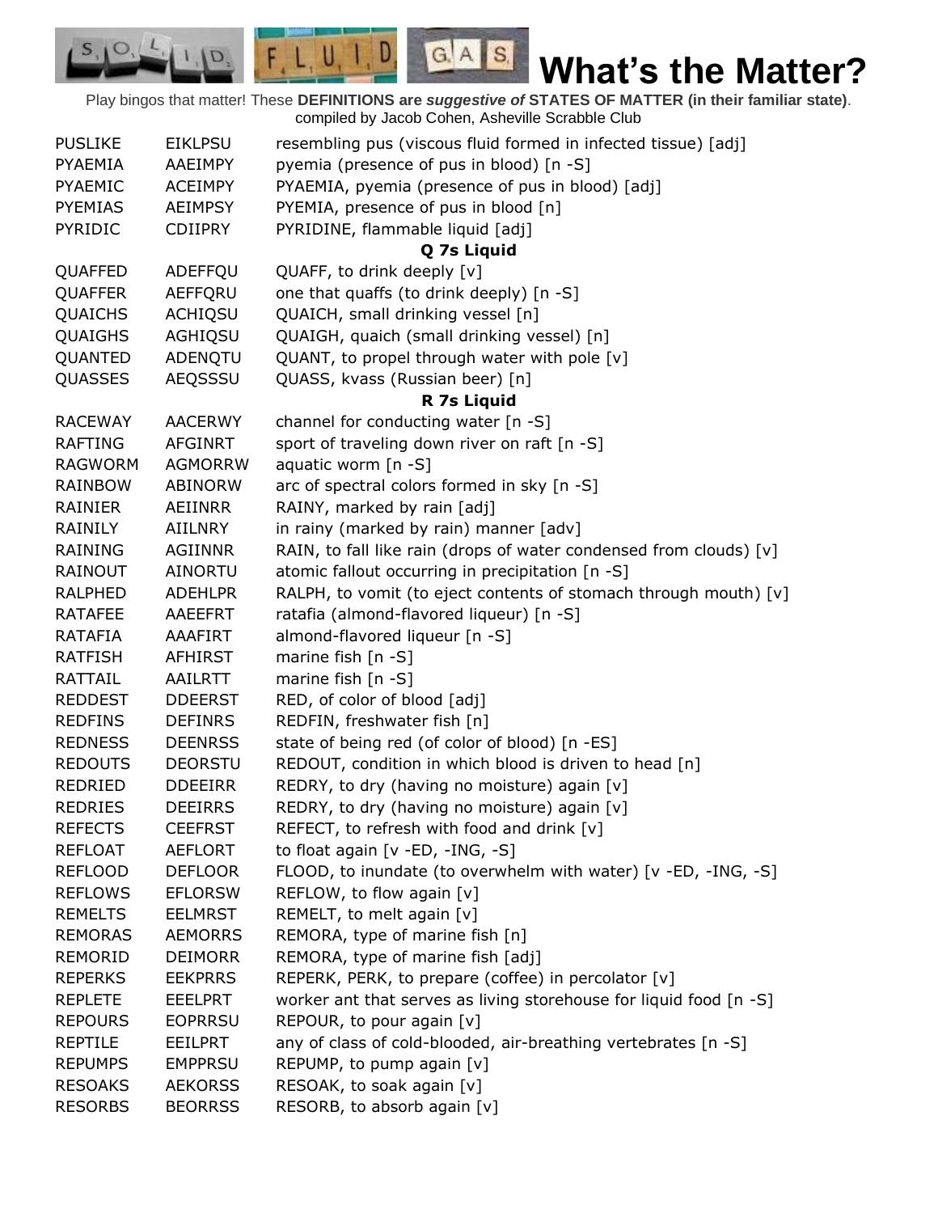# What's the Matter?

Play bingos that matter! These **DEFINITIONS are *suggestive of* STATES OF MATTER (in their familiar state)**. compiled by Jacob Cohen, Asheville Scrabble Club

| | | |
|---|---|---|
| PUSLIKE | EIKLPSU | resembling pus (viscous fluid formed in infected tissue) [adj] |
| PYAEMIA | AAEIMPY | pyemia (presence of pus in blood) [n -S] |
| PYAEMIC | ACEIMPY | PYAEMIA, pyemia (presence of pus in blood) [adj] |
| PYEMIAS | AEIMPSY | PYEMIA, presence of pus in blood [n] |
| PYRIDIC | CDIIPRY | PYRIDINE, flammable liquid [adj] |

**Q 7s Liquid**

| | | |
|---|---|---|
| QUAFFED | ADEFFQU | QUAFF, to drink deeply [v] |
| QUAFFER | AEFFQRU | one that quaffs (to drink deeply) [n -S] |
| QUAICHS | ACHIQSU | QUAICH, small drinking vessel [n] |
| QUAIGHS | AGHIQSU | QUAIGH, quaich (small drinking vessel) [n] |
| QUANTED | ADENQTU | QUANT, to propel through water with pole [v] |
| QUASSES | AEQSSSU | QUASS, kvass (Russian beer) [n] |

**R 7s Liquid**

| | | |
|---|---|---|
| RACEWAY | AACERWY | channel for conducting water [n -S] |
| RAFTING | AFGINRT | sport of traveling down river on raft [n -S] |
| RAGWORM | AGMORRW | aquatic worm [n -S] |
| RAINBOW | ABINORW | arc of spectral colors formed in sky [n -S] |
| RAINIER | AEIINRR | RAINY, marked by rain [adj] |
| RAINILY | AIILNRY | in rainy (marked by rain) manner [adv] |
| RAINING | AGIINNR | RAIN, to fall like rain (drops of water condensed from clouds) [v] |
| RAINOUT | AINORTU | atomic fallout occurring in precipitation [n -S] |
| RALPHED | ADEHLPR | RALPH, to vomit (to eject contents of stomach through mouth) [v] |
| RATAFEE | AAEEFRT | ratafia (almond-flavored liqueur) [n -S] |
| RATAFIA | AAAFIRT | almond-flavored liqueur [n -S] |
| RATFISH | AFHIRST | marine fish [n -S] |
| RATTAIL | AAILRTT | marine fish [n -S] |
| REDDEST | DDEERST | RED, of color of blood [adj] |
| REDFINS | DEFINRS | REDFIN, freshwater fish [n] |
| REDNESS | DEENRSS | state of being red (of color of blood) [n -ES] |
| REDOUTS | DEORSTU | REDOUT, condition in which blood is driven to head [n] |
| REDRIED | DDEEIRR | REDRY, to dry (having no moisture) again [v] |
| REDRIES | DEEIRRS | REDRY, to dry (having no moisture) again [v] |
| REFECTS | CEEFRST | REFECT, to refresh with food and drink [v] |
| REFLOAT | AEFLORT | to float again [v -ED, -ING, -S] |
| REFLOOD | DEFLOOR | FLOOD, to inundate (to overwhelm with water) [v -ED, -ING, -S] |
| REFLOWS | EFLORSW | REFLOW, to flow again [v] |
| REMELTS | EELMRST | REMELT, to melt again [v] |
| REMORAS | AEMORRS | REMORA, type of marine fish [n] |
| REMORID | DEIMORR | REMORA, type of marine fish [adj] |
| REPERKS | EEKPRRS | REPERK, PERK, to prepare (coffee) in percolator [v] |
| REPLETE | EEELPRT | worker ant that serves as living storehouse for liquid food [n -S] |
| REPOURS | EOPRRSU | REPOUR, to pour again [v] |
| REPTILE | EEILPRT | any of class of cold-blooded, air-breathing vertebrates [n -S] |
| REPUMPS | EMPPRSU | REPUMP, to pump again [v] |
| RESOAKS | AEKORSS | RESOAK, to soak again [v] |
| RESORBS | BEORRSS | RESORB, to absorb again [v] |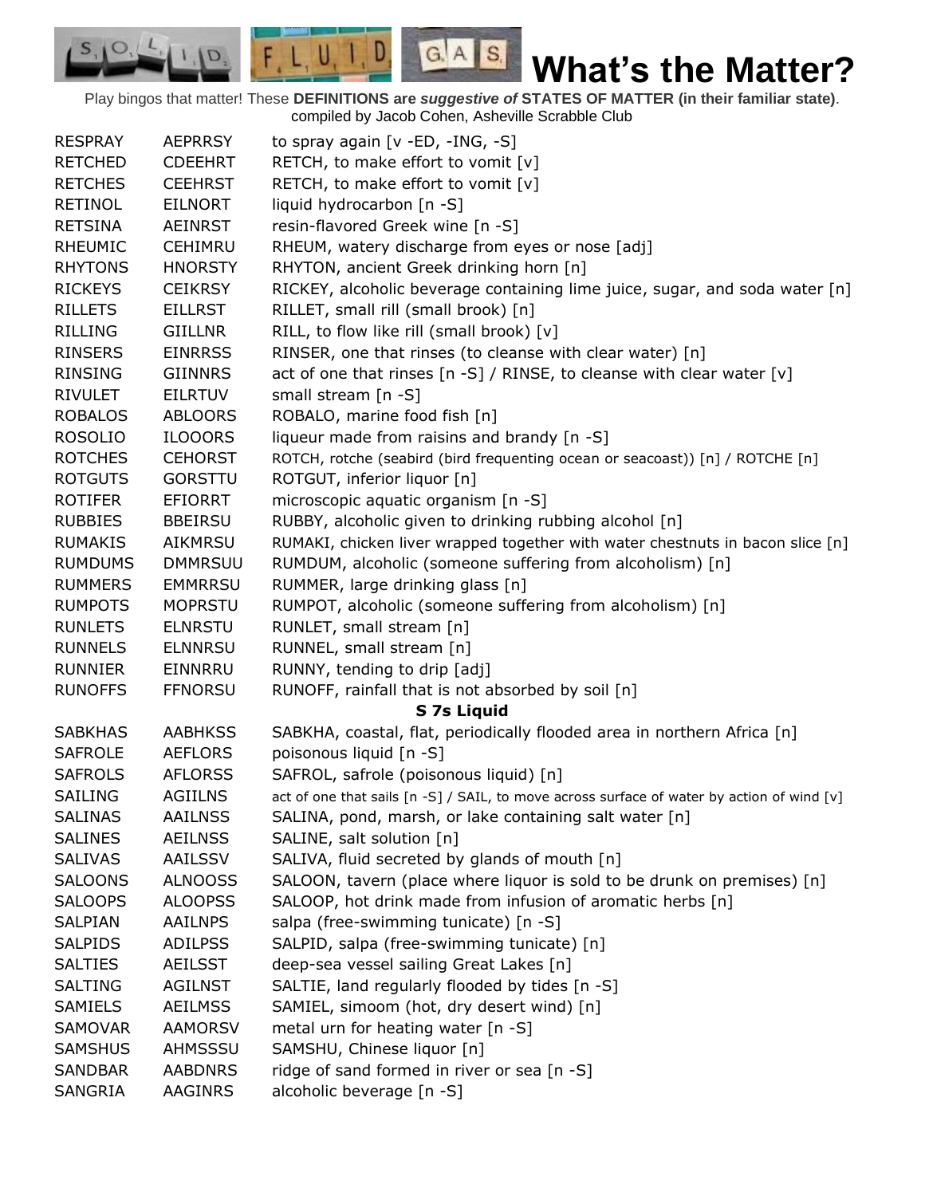# What's the Matter?

Play bingos that matter! These **DEFINITIONS are *suggestive of* STATES OF MATTER (in their familiar state)**. compiled by Jacob Cohen, Asheville Scrabble Club

| | | |
|---|---|---|
| RESPRAY | AEPRRSY | to spray again [v -ED, -ING, -S] |
| RETCHED | CDEEHRT | RETCH, to make effort to vomit [v] |
| RETCHES | CEEHRST | RETCH, to make effort to vomit [v] |
| RETINOL | EILNORT | liquid hydrocarbon [n -S] |
| RETSINA | AEINRST | resin-flavored Greek wine [n -S] |
| RHEUMIC | CEHIMRU | RHEUM, watery discharge from eyes or nose [adj] |
| RHYTONS | HNORSTY | RHYTON, ancient Greek drinking horn [n] |
| RICKEYS | CEIKRSY | RICKEY, alcoholic beverage containing lime juice, sugar, and soda water [n] |
| RILLETS | EILLRST | RILLET, small rill (small brook) [n] |
| RILLING | GIILLNR | RILL, to flow like rill (small brook) [v] |
| RINSERS | EINRRSS | RINSER, one that rinses (to cleanse with clear water) [n] |
| RINSING | GIINNRS | act of one that rinses [n -S] / RINSE, to cleanse with clear water [v] |
| RIVULET | EILRTUV | small stream [n -S] |
| ROBALOS | ABLOORS | ROBALO, marine food fish [n] |
| ROSOLIO | ILOOORS | liqueur made from raisins and brandy [n -S] |
| ROTCHES | CEHORST | ROTCH, rotche (seabird (bird frequenting ocean or seacoast)) [n] / ROTCHE [n] |
| ROTGUTS | GORSTTU | ROTGUT, inferior liquor [n] |
| ROTIFER | EFIORRT | microscopic aquatic organism [n -S] |
| RUBBIES | BBEIRSU | RUBBY, alcoholic given to drinking rubbing alcohol [n] |
| RUMAKIS | AIKMRSU | RUMAKI, chicken liver wrapped together with water chestnuts in bacon slice [n] |
| RUMDUMS | DMMRSUU | RUMDUM, alcoholic (someone suffering from alcoholism) [n] |
| RUMMERS | EMMRRSU | RUMMER, large drinking glass [n] |
| RUMPOTS | MOPRSTU | RUMPOT, alcoholic (someone suffering from alcoholism) [n] |
| RUNLETS | ELNRSTU | RUNLET, small stream [n] |
| RUNNELS | ELNNRSU | RUNNEL, small stream [n] |
| RUNNIER | EINNRRU | RUNNY, tending to drip [adj] |
| RUNOFFS | FFNORSU | RUNOFF, rainfall that is not absorbed by soil [n] |
| | | **S 7s Liquid** |
| SABKHAS | AABHKSS | SABKHA, coastal, flat, periodically flooded area in northern Africa [n] |
| SAFROLE | AEFLORS | poisonous liquid [n -S] |
| SAFROLS | AFLORSS | SAFROL, safrole (poisonous liquid) [n] |
| SAILING | AGIILNS | act of one that sails [n -S] / SAIL, to move across surface of water by action of wind [v] |
| SALINAS | AAILNSS | SALINA, pond, marsh, or lake containing salt water [n] |
| SALINES | AEILNSS | SALINE, salt solution [n] |
| SALIVAS | AAILSSV | SALIVA, fluid secreted by glands of mouth [n] |
| SALOONS | ALNOOSS | SALOON, tavern (place where liquor is sold to be drunk on premises) [n] |
| SALOOPS | ALOOPSS | SALOOP, hot drink made from infusion of aromatic herbs [n] |
| SALPIAN | AAILNPS | salpa (free-swimming tunicate) [n -S] |
| SALPIDS | ADILPSS | SALPID, salpa (free-swimming tunicate) [n] |
| SALTIES | AEILSST | deep-sea vessel sailing Great Lakes [n] |
| SALTING | AGILNST | SALTIE, land regularly flooded by tides [n -S] |
| SAMIELS | AEILMSS | SAMIEL, simoom (hot, dry desert wind) [n] |
| SAMOVAR | AAMORSV | metal urn for heating water [n -S] |
| SAMSHUS | AHMSSSU | SAMSHU, Chinese liquor [n] |
| SANDBAR | AABDNRS | ridge of sand formed in river or sea [n -S] |
| SANGRIA | AAGINRS | alcoholic beverage [n -S] |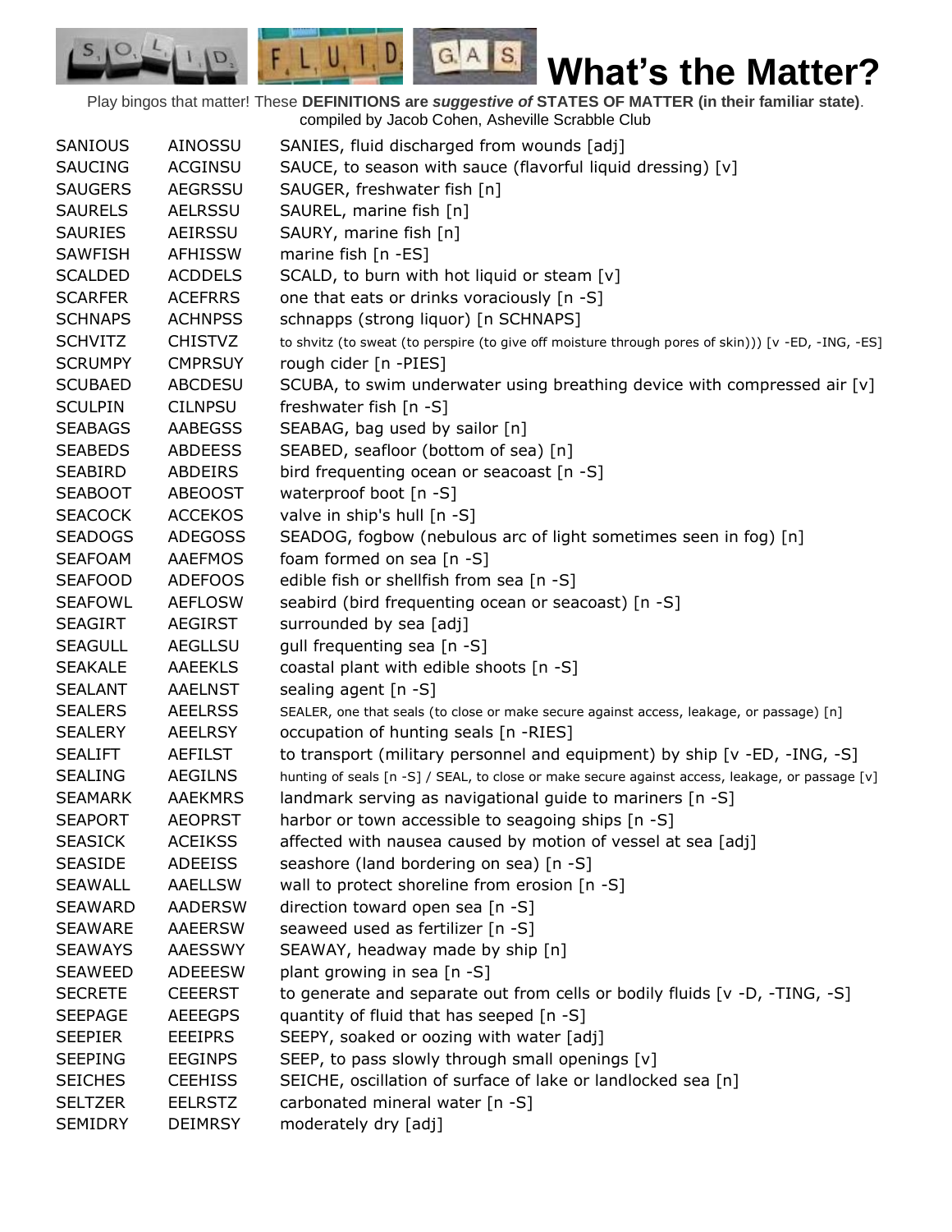# What's the Matter?

Play bingos that matter! These **DEFINITIONS are *suggestive of* STATES OF MATTER (in their familiar state)**. compiled by Jacob Cohen, Asheville Scrabble Club

| | | |
|---|---|---|
| SANIOUS | AINOSSU | SANIES, fluid discharged from wounds [adj] |
| SAUCING | ACGINSU | SAUCE, to season with sauce (flavorful liquid dressing) [v] |
| SAUGERS | AEGRSSU | SAUGER, freshwater fish [n] |
| SAURELS | AELRSSU | SAUREL, marine fish [n] |
| SAURIES | AEIRSSU | SAURY, marine fish [n] |
| SAWFISH | AFHISSW | marine fish [n -ES] |
| SCALDED | ACDDELS | SCALD, to burn with hot liquid or steam [v] |
| SCARFER | ACEFRRS | one that eats or drinks voraciously [n -S] |
| SCHNAPS | ACHNPSS | schnapps (strong liquor) [n SCHNAPS] |
| SCHVITZ | CHISTVZ | to shvitz (to sweat (to perspire (to give off moisture through pores of skin))) [v -ED, -ING, -ES] |
| SCRUMPY | CMPRSUY | rough cider [n -PIES] |
| SCUBAED | ABCDESU | SCUBA, to swim underwater using breathing device with compressed air [v] |
| SCULPIN | CILNPSU | freshwater fish [n -S] |
| SEABAGS | AABEGSS | SEABAG, bag used by sailor [n] |
| SEABEDS | ABDEESS | SEABED, seafloor (bottom of sea) [n] |
| SEABIRD | ABDEIRS | bird frequenting ocean or seacoast [n -S] |
| SEABOOT | ABEOOST | waterproof boot [n -S] |
| SEACOCK | ACCEKOS | valve in ship's hull [n -S] |
| SEADOGS | ADEGOSS | SEADOG, fogbow (nebulous arc of light sometimes seen in fog) [n] |
| SEAFOAM | AAEFMOS | foam formed on sea [n -S] |
| SEAFOOD | ADEFOOS | edible fish or shellfish from sea [n -S] |
| SEAFOWL | AEFLOSW | seabird (bird frequenting ocean or seacoast) [n -S] |
| SEAGIRT | AEGIRST | surrounded by sea [adj] |
| SEAGULL | AEGLLSU | gull frequenting sea [n -S] |
| SEAKALE | AAEEKLS | coastal plant with edible shoots [n -S] |
| SEALANT | AAELNST | sealing agent [n -S] |
| SEALERS | AEELRSS | SEALER, one that seals (to close or make secure against access, leakage, or passage) [n] |
| SEALERY | AEELRSY | occupation of hunting seals [n -RIES] |
| SEALIFT | AEFILST | to transport (military personnel and equipment) by ship [v -ED, -ING, -S] |
| SEALING | AEGILNS | hunting of seals [n -S] / SEAL, to close or make secure against access, leakage, or passage [v] |
| SEAMARK | AAEKMRS | landmark serving as navigational guide to mariners [n -S] |
| SEAPORT | AEOPRST | harbor or town accessible to seagoing ships [n -S] |
| SEASICK | ACEIKSS | affected with nausea caused by motion of vessel at sea [adj] |
| SEASIDE | ADEEISS | seashore (land bordering on sea) [n -S] |
| SEAWALL | AAELLSW | wall to protect shoreline from erosion [n -S] |
| SEAWARD | AADERSW | direction toward open sea [n -S] |
| SEAWARE | AAEERSW | seaweed used as fertilizer [n -S] |
| SEAWAYS | AAESSWY | SEAWAY, headway made by ship [n] |
| SEAWEED | ADEEESW | plant growing in sea [n -S] |
| SECRETE | CEEERST | to generate and separate out from cells or bodily fluids [v -D, -TING, -S] |
| SEEPAGE | AEEEGPS | quantity of fluid that has seeped [n -S] |
| SEEPIER | EEEIPRS | SEEPY, soaked or oozing with water [adj] |
| SEEPING | EEGINPS | SEEP, to pass slowly through small openings [v] |
| SEICHES | CEEHISS | SEICHE, oscillation of surface of lake or landlocked sea [n] |
| SELTZER | EELRSTZ | carbonated mineral water [n -S] |
| SEMIDRY | DEIMRSY | moderately dry [adj] |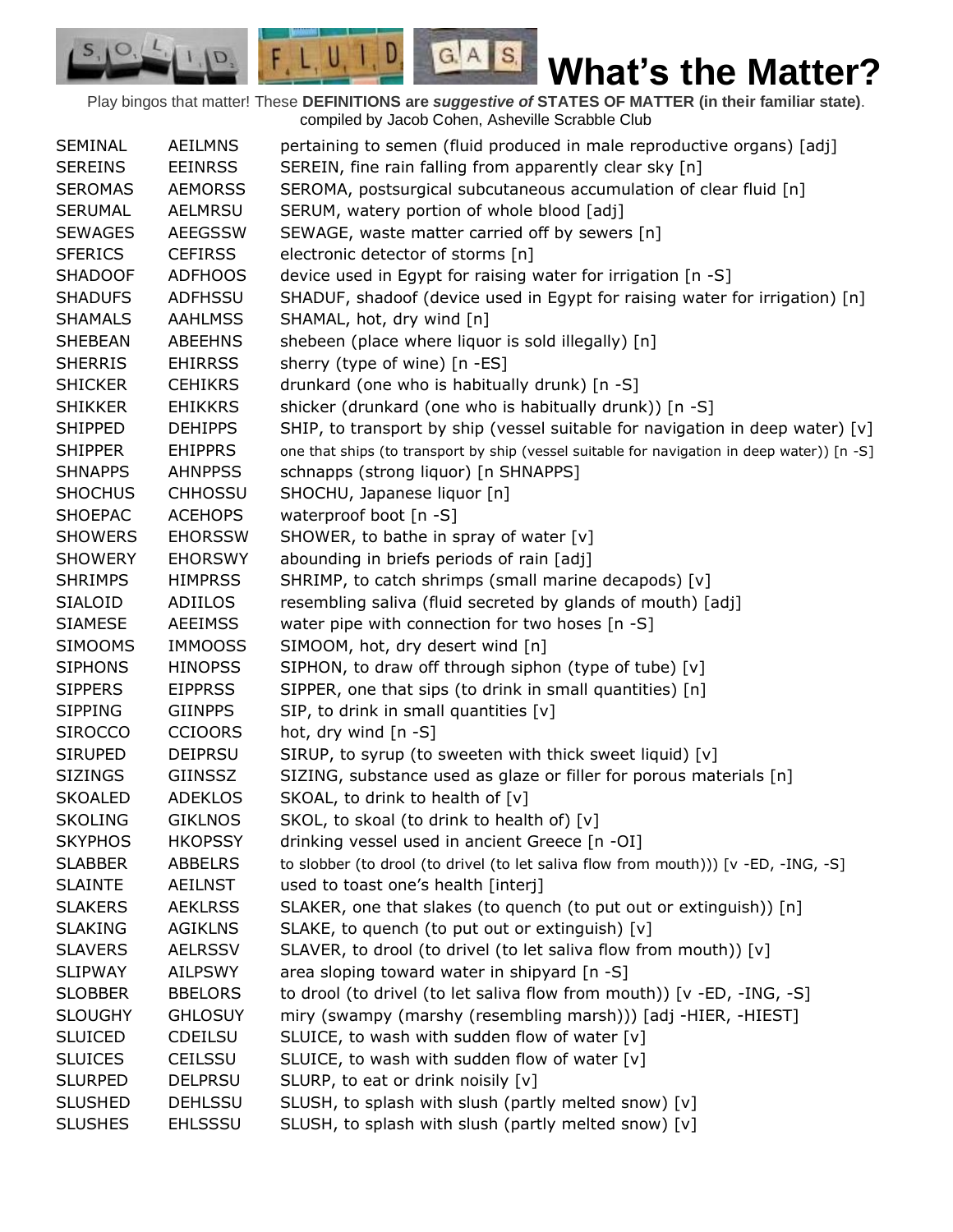# What's the Matter?

Play bingos that matter! These **DEFINITIONS are *suggestive of* STATES OF MATTER (in their familiar state)**. compiled by Jacob Cohen, Asheville Scrabble Club

| | | |
|---|---|---|
| SEMINAL | AEILMNS | pertaining to semen (fluid produced in male reproductive organs) [adj] |
| SEREINS | EEINRSS | SEREIN, fine rain falling from apparently clear sky [n] |
| SEROMAS | AEMORSS | SEROMA, postsurgical subcutaneous accumulation of clear fluid [n] |
| SERUMAL | AELMRSU | SERUM, watery portion of whole blood [adj] |
| SEWAGES | AEEGSSW | SEWAGE, waste matter carried off by sewers [n] |
| SFERICS | CEFIRSS | electronic detector of storms [n] |
| SHADOOF | ADFHOOS | device used in Egypt for raising water for irrigation [n -S] |
| SHADUFS | ADFHSSU | SHADUF, shadoof (device used in Egypt for raising water for irrigation) [n] |
| SHAMALS | AAHLMSS | SHAMAL, hot, dry wind [n] |
| SHEBEAN | ABEEHNS | shebeen (place where liquor is sold illegally) [n] |
| SHERRIS | EHIRRSS | sherry (type of wine) [n -ES] |
| SHICKER | CEHIKRS | drunkard (one who is habitually drunk) [n -S] |
| SHIKKER | EHIKKRS | shicker (drunkard (one who is habitually drunk)) [n -S] |
| SHIPPED | DEHIPPS | SHIP, to transport by ship (vessel suitable for navigation in deep water) [v] |
| SHIPPER | EHIPPRS | one that ships (to transport by ship (vessel suitable for navigation in deep water)) [n -S] |
| SHNAPPS | AHNPPSS | schnapps (strong liquor) [n SHNAPPS] |
| SHOCHUS | CHHOSSU | SHOCHU, Japanese liquor [n] |
| SHOEPAC | ACEHOPS | waterproof boot [n -S] |
| SHOWERS | EHORSSW | SHOWER, to bathe in spray of water [v] |
| SHOWERY | EHORSWY | abounding in briefs periods of rain [adj] |
| SHRIMPS | HIMPRSS | SHRIMP, to catch shrimps (small marine decapods) [v] |
| SIALOID | ADIILOS | resembling saliva (fluid secreted by glands of mouth) [adj] |
| SIAMESE | AEEIMSS | water pipe with connection for two hoses [n -S] |
| SIMOOMS | IMMOOSS | SIMOOM, hot, dry desert wind [n] |
| SIPHONS | HINOPSS | SIPHON, to draw off through siphon (type of tube) [v] |
| SIPPERS | EIPPRSS | SIPPER, one that sips (to drink in small quantities) [n] |
| SIPPING | GIINPPS | SIP, to drink in small quantities [v] |
| SIROCCO | CCIOORS | hot, dry wind [n -S] |
| SIRUPED | DEIPRSU | SIRUP, to syrup (to sweeten with thick sweet liquid) [v] |
| SIZINGS | GIINSSZ | SIZING, substance used as glaze or filler for porous materials [n] |
| SKOALED | ADEKLOS | SKOAL, to drink to health of [v] |
| SKOLING | GIKLNOS | SKOL, to skoal (to drink to health of) [v] |
| SKYPHOS | HKOPSSY | drinking vessel used in ancient Greece [n -OI] |
| SLABBER | ABBELRS | to slobber (to drool (to drivel (to let saliva flow from mouth))) [v -ED, -ING, -S] |
| SLAINTE | AEILNST | used to toast one's health [interj] |
| SLAKERS | AEKLRSS | SLAKER, one that slakes (to quench (to put out or extinguish)) [n] |
| SLAKING | AGIKLNS | SLAKE, to quench (to put out or extinguish) [v] |
| SLAVERS | AELRSSV | SLAVER, to drool (to drivel (to let saliva flow from mouth)) [v] |
| SLIPWAY | AILPSWY | area sloping toward water in shipyard [n -S] |
| SLOBBER | BBELORS | to drool (to drivel (to let saliva flow from mouth)) [v -ED, -ING, -S] |
| SLOUGHY | GHLOSUY | miry (swampy (marshy (resembling marsh))) [adj -HIER, -HIEST] |
| SLUICED | CDEILSU | SLUICE, to wash with sudden flow of water [v] |
| SLUICES | CEILSSU | SLUICE, to wash with sudden flow of water [v] |
| SLURPED | DELPRSU | SLURP, to eat or drink noisily [v] |
| SLUSHED | DEHLSSU | SLUSH, to splash with slush (partly melted snow) [v] |
| SLUSHES | EHLSSSU | SLUSH, to splash with slush (partly melted snow) [v] |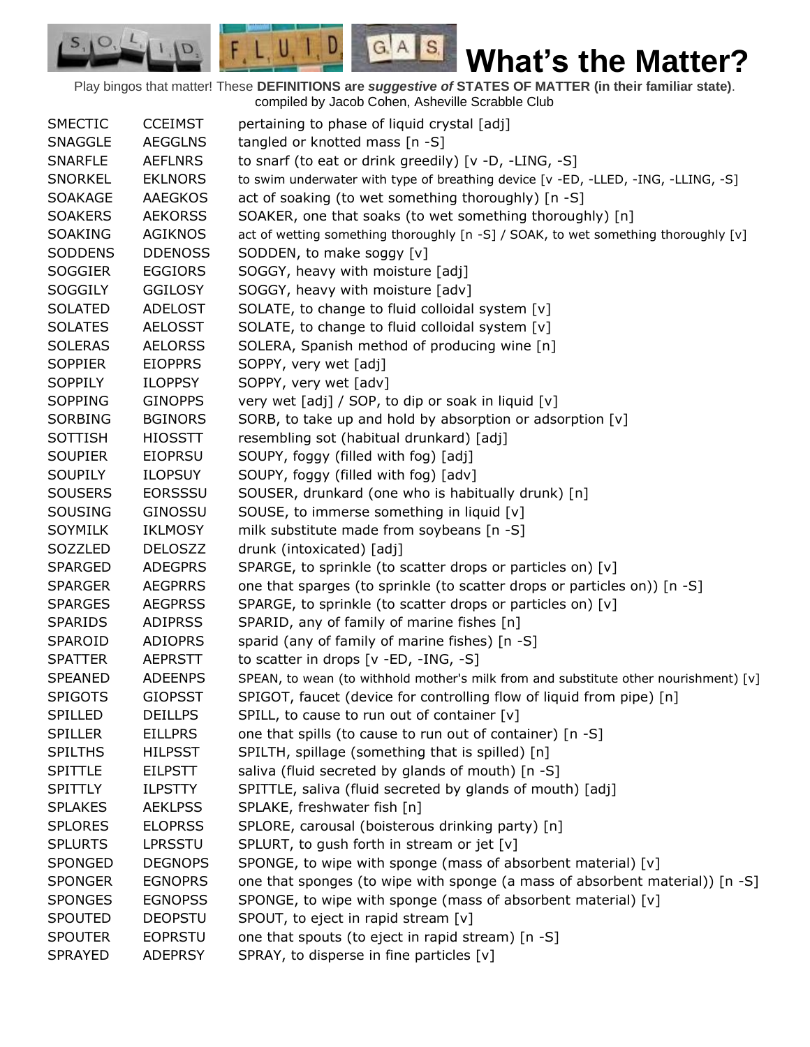# What's the Matter?

Play bingos that matter! These **DEFINITIONS are *suggestive of* STATES OF MATTER (in their familiar state)**.
compiled by Jacob Cohen, Asheville Scrabble Club

| | | |
|---|---|---|
| SMECTIC | CCEIMST | pertaining to phase of liquid crystal [adj] |
| SNAGGLE | AEGGLNS | tangled or knotted mass [n -S] |
| SNARFLE | AEFLNRS | to snarf (to eat or drink greedily) [v -D, -LING, -S] |
| SNORKEL | EKLNORS | to swim underwater with type of breathing device [v -ED, -LLED, -ING, -LLING, -S] |
| SOAKAGE | AAEGKOS | act of soaking (to wet something thoroughly) [n -S] |
| SOAKERS | AEKORSS | SOAKER, one that soaks (to wet something thoroughly) [n] |
| SOAKING | AGIKNOS | act of wetting something thoroughly [n -S] / SOAK, to wet something thoroughly [v] |
| SODDENS | DDENOSS | SODDEN, to make soggy [v] |
| SOGGIER | EGGIORS | SOGGY, heavy with moisture [adj] |
| SOGGILY | GGILOSY | SOGGY, heavy with moisture [adv] |
| SOLATED | ADELOST | SOLATE, to change to fluid colloidal system [v] |
| SOLATES | AELOSST | SOLATE, to change to fluid colloidal system [v] |
| SOLERAS | AELORSS | SOLERA, Spanish method of producing wine [n] |
| SOPPIER | EIOPPRS | SOPPY, very wet [adj] |
| SOPPILY | ILOPPSY | SOPPY, very wet [adv] |
| SOPPING | GINOPPS | very wet [adj] / SOP, to dip or soak in liquid [v] |
| SORBING | BGINORS | SORB, to take up and hold by absorption or adsorption [v] |
| SOTTISH | HIOSSTT | resembling sot (habitual drunkard) [adj] |
| SOUPIER | EIOPRSU | SOUPY, foggy (filled with fog) [adj] |
| SOUPILY | ILOPSUY | SOUPY, foggy (filled with fog) [adv] |
| SOUSERS | EORSSSU | SOUSER, drunkard (one who is habitually drunk) [n] |
| SOUSING | GINOSSU | SOUSE, to immerse something in liquid [v] |
| SOYMILK | IKLMOSY | milk substitute made from soybeans [n -S] |
| SOZZLED | DELOSZZ | drunk (intoxicated) [adj] |
| SPARGED | ADEGPRS | SPARGE, to sprinkle (to scatter drops or particles on) [v] |
| SPARGER | AEGPRRS | one that sparges (to sprinkle (to scatter drops or particles on)) [n -S] |
| SPARGES | AEGPRSS | SPARGE, to sprinkle (to scatter drops or particles on) [v] |
| SPARIDS | ADIPRSS | SPARID, any of family of marine fishes [n] |
| SPAROID | ADIOPRS | sparid (any of family of marine fishes) [n -S] |
| SPATTER | AEPRSTT | to scatter in drops [v -ED, -ING, -S] |
| SPEANED | ADEENPS | SPEAN, to wean (to withhold mother's milk from and substitute other nourishment) [v] |
| SPIGOTS | GIOPSST | SPIGOT, faucet (device for controlling flow of liquid from pipe) [n] |
| SPILLED | DEILLPS | SPILL, to cause to run out of container [v] |
| SPILLER | EILLPRS | one that spills (to cause to run out of container) [n -S] |
| SPILTHS | HILPSST | SPILTH, spillage (something that is spilled) [n] |
| SPITTLE | EILPSTT | saliva (fluid secreted by glands of mouth) [n -S] |
| SPITTLY | ILPSTTY | SPITTLE, saliva (fluid secreted by glands of mouth) [adj] |
| SPLAKES | AEKLPSS | SPLAKE, freshwater fish [n] |
| SPLORES | ELOPRSS | SPLORE, carousal (boisterous drinking party) [n] |
| SPLURTS | LPRSSTU | SPLURT, to gush forth in stream or jet [v] |
| SPONGED | DEGNOPS | SPONGE, to wipe with sponge (mass of absorbent material) [v] |
| SPONGER | EGNOPRS | one that sponges (to wipe with sponge (a mass of absorbent material)) [n -S] |
| SPONGES | EGNOPSS | SPONGE, to wipe with sponge (mass of absorbent material) [v] |
| SPOUTED | DEOPSTU | SPOUT, to eject in rapid stream [v] |
| SPOUTER | EOPRSTU | one that spouts (to eject in rapid stream) [n -S] |
| SPRAYED | ADEPRSY | SPRAY, to disperse in fine particles [v] |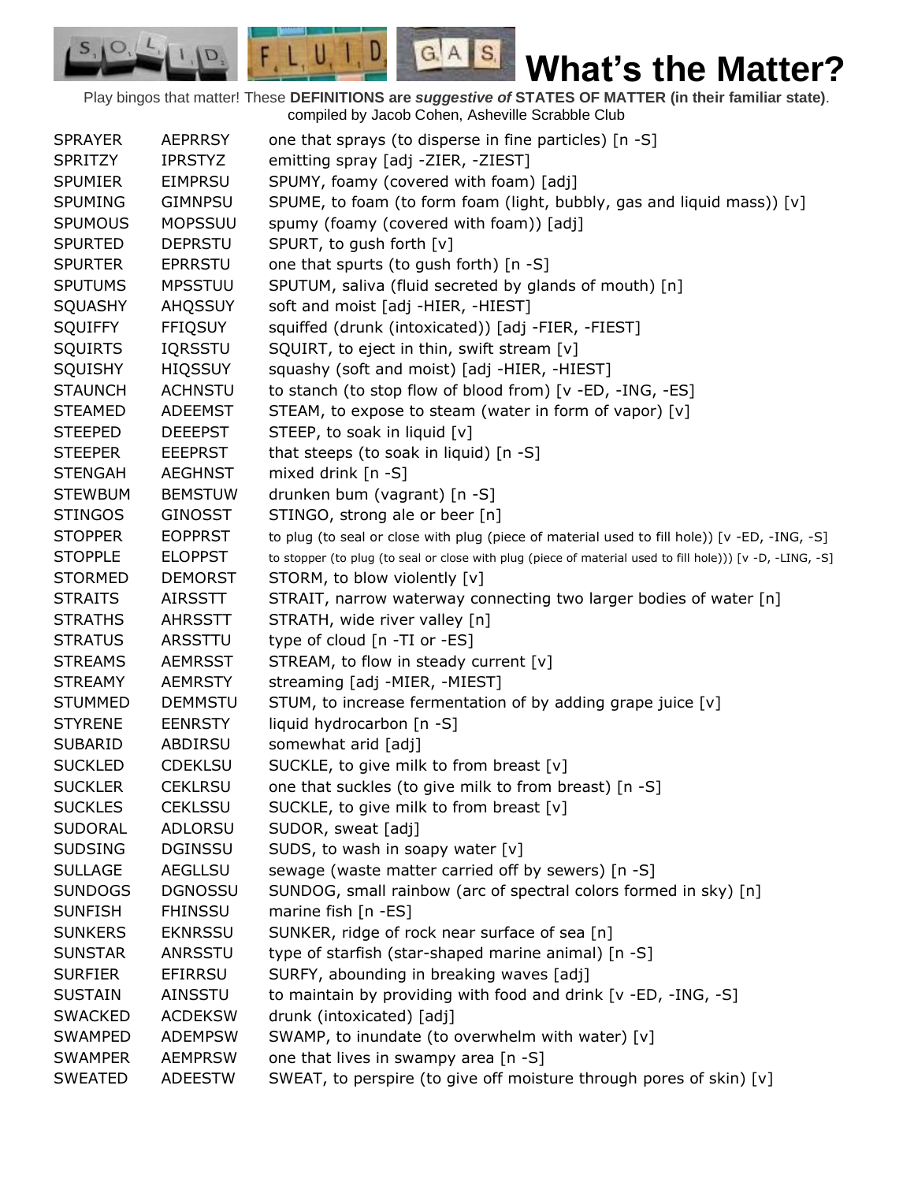# What's the Matter?

Play bingos that matter! These **DEFINITIONS are *suggestive of* STATES OF MATTER (in their familiar state)**. compiled by Jacob Cohen, Asheville Scrabble Club

| | | |
|---|---|---|
| SPRAYER | AEPRRSY | one that sprays (to disperse in fine particles) [n -S] |
| SPRITZY | IPRSTYZ | emitting spray [adj -ZIER, -ZIEST] |
| SPUMIER | EIMPRSU | SPUMY, foamy (covered with foam) [adj] |
| SPUMING | GIMNPSU | SPUME, to foam (to form foam (light, bubbly, gas and liquid mass)) [v] |
| SPUMOUS | MOPSSUU | spumy (foamy (covered with foam)) [adj] |
| SPURTED | DEPRSTU | SPURT, to gush forth [v] |
| SPURTER | EPRRSTU | one that spurts (to gush forth) [n -S] |
| SPUTUMS | MPSSTUU | SPUTUM, saliva (fluid secreted by glands of mouth) [n] |
| SQUASHY | AHQSSUY | soft and moist [adj -HIER, -HIEST] |
| SQUIFFY | FFIQSUY | squiffed (drunk (intoxicated)) [adj -FIER, -FIEST] |
| SQUIRTS | IQRSSTU | SQUIRT, to eject in thin, swift stream [v] |
| SQUISHY | HIQSSUY | squashy (soft and moist) [adj -HIER, -HIEST] |
| STAUNCH | ACHNSTU | to stanch (to stop flow of blood from) [v -ED, -ING, -ES] |
| STEAMED | ADEEMST | STEAM, to expose to steam (water in form of vapor) [v] |
| STEEPED | DEEEPST | STEEP, to soak in liquid [v] |
| STEEPER | EEEPRST | that steeps (to soak in liquid) [n -S] |
| STENGAH | AEGHNST | mixed drink [n -S] |
| STEWBUM | BEMSTUW | drunken bum (vagrant) [n -S] |
| STINGOS | GINOSST | STINGO, strong ale or beer [n] |
| STOPPER | EOPPRST | to plug (to seal or close with plug (piece of material used to fill hole)) [v -ED, -ING, -S] |
| STOPPLE | ELOPPST | to stopper (to plug (to seal or close with plug (piece of material used to fill hole))) [v -D, -LING, -S] |
| STORMED | DEMORST | STORM, to blow violently [v] |
| STRAITS | AIRSSTT | STRAIT, narrow waterway connecting two larger bodies of water [n] |
| STRATHS | AHRSSTT | STRATH, wide river valley [n] |
| STRATUS | ARSSTTU | type of cloud [n -TI or -ES] |
| STREAMS | AEMRSST | STREAM, to flow in steady current [v] |
| STREAMY | AEMRSTY | streaming [adj -MIER, -MIEST] |
| STUMMED | DEMMSTU | STUM, to increase fermentation of by adding grape juice [v] |
| STYRENE | EENRSTY | liquid hydrocarbon [n -S] |
| SUBARID | ABDIRSU | somewhat arid [adj] |
| SUCKLED | CDEKLSU | SUCKLE, to give milk to from breast [v] |
| SUCKLER | CEKLRSU | one that suckles (to give milk to from breast) [n -S] |
| SUCKLES | CEKLSSU | SUCKLE, to give milk to from breast [v] |
| SUDORAL | ADLORSU | SUDOR, sweat [adj] |
| SUDSING | DGINSSU | SUDS, to wash in soapy water [v] |
| SULLAGE | AEGLLSU | sewage (waste matter carried off by sewers) [n -S] |
| SUNDOGS | DGNOSSU | SUNDOG, small rainbow (arc of spectral colors formed in sky) [n] |
| SUNFISH | FHINSSU | marine fish [n -ES] |
| SUNKERS | EKNRSSU | SUNKER, ridge of rock near surface of sea [n] |
| SUNSTAR | ANRSSTU | type of starfish (star-shaped marine animal) [n -S] |
| SURFIER | EFIRRSU | SURFY, abounding in breaking waves [adj] |
| SUSTAIN | AINSSTU | to maintain by providing with food and drink [v -ED, -ING, -S] |
| SWACKED | ACDEKSW | drunk (intoxicated) [adj] |
| SWAMPED | ADEMPSW | SWAMP, to inundate (to overwhelm with water) [v] |
| SWAMPER | AEMPRSW | one that lives in swampy area [n -S] |
| SWEATED | ADEESTW | SWEAT, to perspire (to give off moisture through pores of skin) [v] |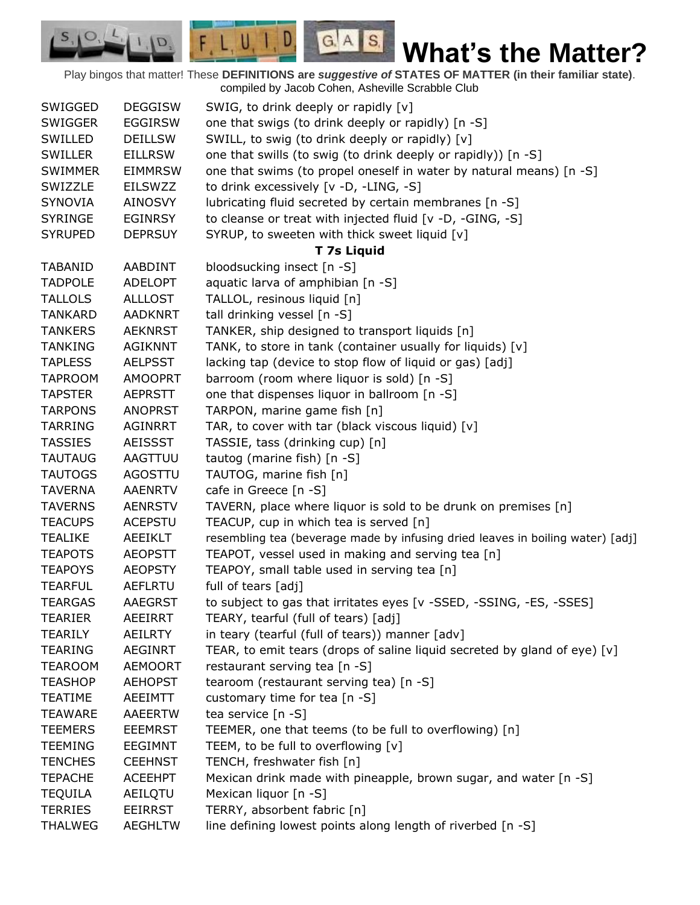# What's the Matter?

Play bingos that matter! These **DEFINITIONS are *suggestive of* STATES OF MATTER (in their familiar state)**.
compiled by Jacob Cohen, Asheville Scrabble Club

| | | |
|---|---|---|
| SWIGGED | DEGGISW | SWIG, to drink deeply or rapidly [v] |
| SWIGGER | EGGIRSW | one that swigs (to drink deeply or rapidly) [n -S] |
| SWILLED | DEILLSW | SWILL, to swig (to drink deeply or rapidly) [v] |
| SWILLER | EILLRSW | one that swills (to swig (to drink deeply or rapidly)) [n -S] |
| SWIMMER | EIMMRSW | one that swims (to propel oneself in water by natural means) [n -S] |
| SWIZZLE | EILSWZZ | to drink excessively [v -D, -LING, -S] |
| SYNOVIA | AINOSVY | lubricating fluid secreted by certain membranes [n -S] |
| SYRINGE | EGINRSY | to cleanse or treat with injected fluid [v -D, -GING, -S] |
| SYRUPED | DEPRSUY | SYRUP, to sweeten with thick sweet liquid [v] |

**T 7s Liquid**

| | | |
|---|---|---|
| TABANID | AABDINT | bloodsucking insect [n -S] |
| TADPOLE | ADELOPT | aquatic larva of amphibian [n -S] |
| TALLOLS | ALLLOST | TALLOL, resinous liquid [n] |
| TANKARD | AADKNRT | tall drinking vessel [n -S] |
| TANKERS | AEKNRST | TANKER, ship designed to transport liquids [n] |
| TANKING | AGIKNNT | TANK, to store in tank (container usually for liquids) [v] |
| TAPLESS | AELPSST | lacking tap (device to stop flow of liquid or gas) [adj] |
| TAPROOM | AMOOPRT | barroom (room where liquor is sold) [n -S] |
| TAPSTER | AEPRSTT | one that dispenses liquor in ballroom [n -S] |
| TARPONS | ANOPRST | TARPON, marine game fish [n] |
| TARRING | AGINRRT | TAR, to cover with tar (black viscous liquid) [v] |
| TASSIES | AEISSST | TASSIE, tass (drinking cup) [n] |
| TAUTAUG | AAGTTUU | tautog (marine fish) [n -S] |
| TAUTOGS | AGOSTTU | TAUTOG, marine fish [n] |
| TAVERNA | AAENRTV | cafe in Greece [n -S] |
| TAVERNS | AENRSTV | TAVERN, place where liquor is sold to be drunk on premises [n] |
| TEACUPS | ACEPSTU | TEACUP, cup in which tea is served [n] |
| TEALIKE | AEEIKLT | resembling tea (beverage made by infusing dried leaves in boiling water) [adj] |
| TEAPOTS | AEOPSTT | TEAPOT, vessel used in making and serving tea [n] |
| TEAPOYS | AEOPSTY | TEAPOY, small table used in serving tea [n] |
| TEARFUL | AEFLRTU | full of tears [adj] |
| TEARGAS | AAEGRST | to subject to gas that irritates eyes [v -SSED, -SSING, -ES, -SSES] |
| TEARIER | AEEIRRT | TEARY, tearful (full of tears) [adj] |
| TEARILY | AEILRTY | in teary (tearful (full of tears)) manner [adv] |
| TEARING | AEGINRT | TEAR, to emit tears (drops of saline liquid secreted by gland of eye) [v] |
| TEAROOM | AEMOORT | restaurant serving tea [n -S] |
| TEASHOP | AEHOPST | tearoom (restaurant serving tea) [n -S] |
| TEATIME | AEEIMTT | customary time for tea [n -S] |
| TEAWARE | AAEERTW | tea service [n -S] |
| TEEMERS | EEEMRST | TEEMER, one that teems (to be full to overflowing) [n] |
| TEEMING | EEGIMNT | TEEM, to be full to overflowing [v] |
| TENCHES | CEEHNST | TENCH, freshwater fish [n] |
| TEPACHE | ACEEHPT | Mexican drink made with pineapple, brown sugar, and water [n -S] |
| TEQUILA | AEILQTU | Mexican liquor [n -S] |
| TERRIES | EEIRRST | TERRY, absorbent fabric [n] |
| THALWEG | AEGHLTW | line defining lowest points along length of riverbed [n -S] |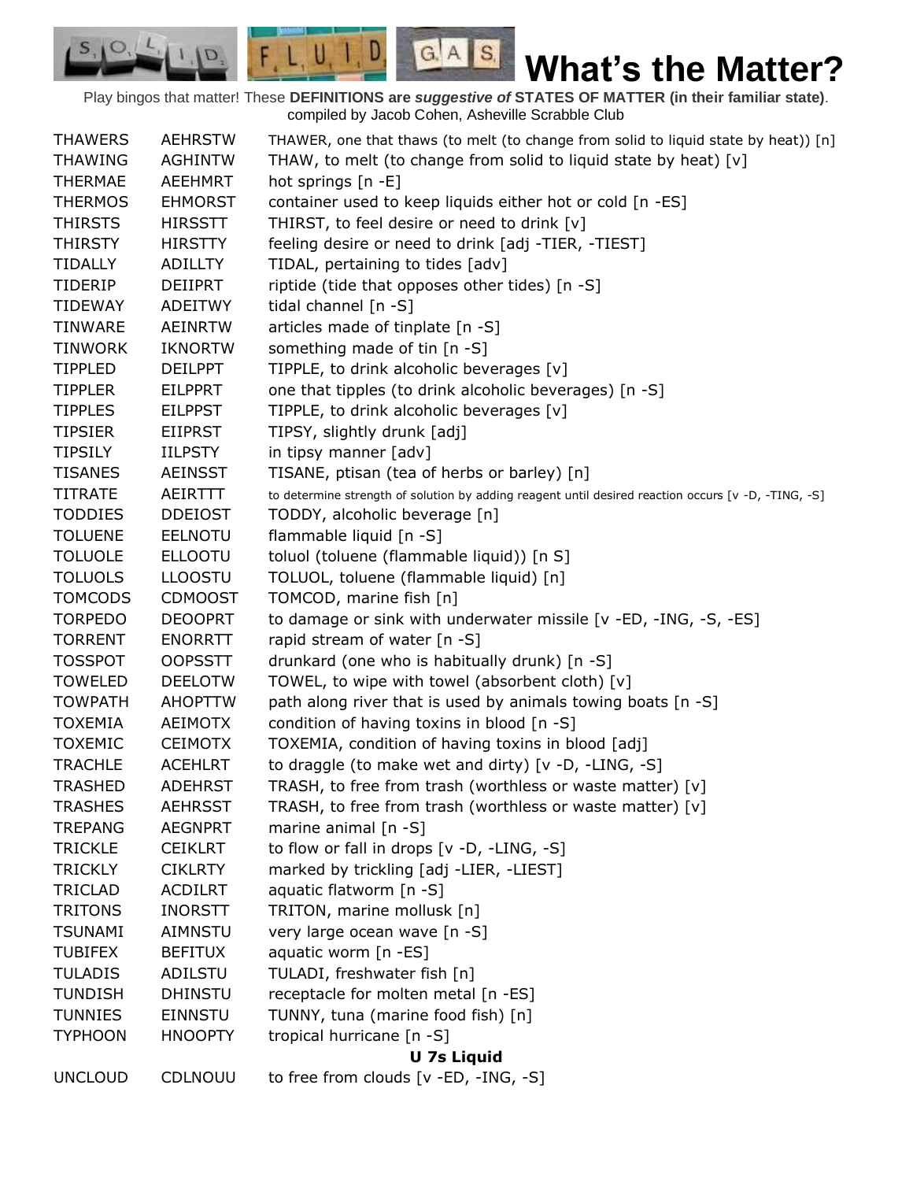# What's the Matter?

Play bingos that matter! These **DEFINITIONS are *suggestive of* STATES OF MATTER (in their familiar state)**. compiled by Jacob Cohen, Asheville Scrabble Club

| | | |
|---|---|---|
| THAWERS | AEHRSTW | THAWER, one that thaws (to melt (to change from solid to liquid state by heat)) [n] |
| THAWING | AGHINTW | THAW, to melt (to change from solid to liquid state by heat) [v] |
| THERMAE | AEEHMRT | hot springs [n -E] |
| THERMOS | EHMORST | container used to keep liquids either hot or cold [n -ES] |
| THIRSTS | HIRSSTT | THIRST, to feel desire or need to drink [v] |
| THIRSTY | HIRSTTY | feeling desire or need to drink [adj -TIER, -TIEST] |
| TIDALLY | ADILLTY | TIDAL, pertaining to tides [adv] |
| TIDERIP | DEIIPRT | riptide (tide that opposes other tides) [n -S] |
| TIDEWAY | ADEITWY | tidal channel [n -S] |
| TINWARE | AEINRTW | articles made of tinplate [n -S] |
| TINWORK | IKNORTW | something made of tin [n -S] |
| TIPPLED | DEILPPT | TIPPLE, to drink alcoholic beverages [v] |
| TIPPLER | EILPPRT | one that tipples (to drink alcoholic beverages) [n -S] |
| TIPPLES | EILPPST | TIPPLE, to drink alcoholic beverages [v] |
| TIPSIER | EIIPRST | TIPSY, slightly drunk [adj] |
| TIPSILY | IILPSTY | in tipsy manner [adv] |
| TISANES | AEINSST | TISANE, ptisan (tea of herbs or barley) [n] |
| TITRATE | AEIRTTT | to determine strength of solution by adding reagent until desired reaction occurs [v -D, -TING, -S] |
| TODDIES | DDEIOST | TODDY, alcoholic beverage [n] |
| TOLUENE | EELNOTU | flammable liquid [n -S] |
| TOLUOLE | ELLOOTU | toluol (toluene (flammable liquid)) [n S] |
| TOLUOLS | LLOOSTU | TOLUOL, toluene (flammable liquid) [n] |
| TOMCODS | CDMOOST | TOMCOD, marine fish [n] |
| TORPEDO | DEOOPRT | to damage or sink with underwater missile [v -ED, -ING, -S, -ES] |
| TORRENT | ENORRTT | rapid stream of water [n -S] |
| TOSSPOT | OOPSSTT | drunkard (one who is habitually drunk) [n -S] |
| TOWELED | DEELOTW | TOWEL, to wipe with towel (absorbent cloth) [v] |
| TOWPATH | AHOPTTW | path along river that is used by animals towing boats [n -S] |
| TOXEMIA | AEIMOTX | condition of having toxins in blood [n -S] |
| TOXEMIC | CEIMOTX | TOXEMIA, condition of having toxins in blood [adj] |
| TRACHLE | ACEHLRT | to draggle (to make wet and dirty) [v -D, -LING, -S] |
| TRASHED | ADEHRST | TRASH, to free from trash (worthless or waste matter) [v] |
| TRASHES | AEHRSST | TRASH, to free from trash (worthless or waste matter) [v] |
| TREPANG | AEGNPRT | marine animal [n -S] |
| TRICKLE | CEIKLRT | to flow or fall in drops [v -D, -LING, -S] |
| TRICKLY | CIKLRTY | marked by trickling [adj -LIER, -LIEST] |
| TRICLAD | ACDILRT | aquatic flatworm [n -S] |
| TRITONS | INORSTT | TRITON, marine mollusk [n] |
| TSUNAMI | AIMNSTU | very large ocean wave [n -S] |
| TUBIFEX | BEFITUX | aquatic worm [n -ES] |
| TULADIS | ADILSTU | TULADI, freshwater fish [n] |
| TUNDISH | DHINSTU | receptacle for molten metal [n -ES] |
| TUNNIES | EINNSTU | TUNNY, tuna (marine food fish) [n] |
| TYPHOON | HNOOPTY | tropical hurricane [n -S] |
| | | **U 7s Liquid** |
| UNCLOUD | CDLNOUU | to free from clouds [v -ED, -ING, -S] |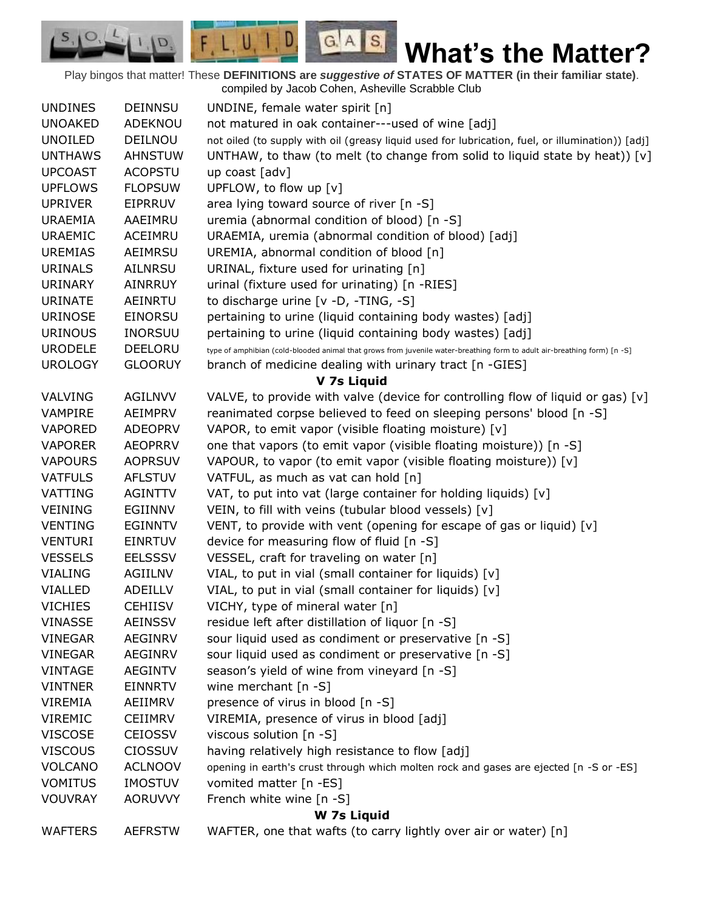# What's the Matter?

Play bingos that matter! These **DEFINITIONS are *suggestive of* STATES OF MATTER (in their familiar state)**.
compiled by Jacob Cohen, Asheville Scrabble Club

| | | |
|---|---|---|
| UNDINES | DEINNSU | UNDINE, female water spirit [n] |
| UNOAKED | ADEKNOU | not matured in oak container---used of wine [adj] |
| UNOILED | DEILNOU | not oiled (to supply with oil (greasy liquid used for lubrication, fuel, or illumination)) [adj] |
| UNTHAWS | AHNSTUW | UNTHAW, to thaw (to melt (to change from solid to liquid state by heat)) [v] |
| UPCOAST | ACOPSTU | up coast [adv] |
| UPFLOWS | FLOPSUW | UPFLOW, to flow up [v] |
| UPRIVER | EIPRRUV | area lying toward source of river [n -S] |
| URAEMIA | AAEIMRU | uremia (abnormal condition of blood) [n -S] |
| URAEMIC | ACEIMRU | URAEMIA, uremia (abnormal condition of blood) [adj] |
| UREMIAS | AEIMRSU | UREMIA, abnormal condition of blood [n] |
| URINALS | AILNRSU | URINAL, fixture used for urinating [n] |
| URINARY | AINRRUY | urinal (fixture used for urinating) [n -RIES] |
| URINATE | AEINRTU | to discharge urine [v -D, -TING, -S] |
| URINOSE | EINORSU | pertaining to urine (liquid containing body wastes) [adj] |
| URINOUS | INORSUU | pertaining to urine (liquid containing body wastes) [adj] |
| URODELE | DEELORU | type of amphibian (cold-blooded animal that grows from juvenile water-breathing form to adult air-breathing form) [n -S] |
| UROLOGY | GLOORUY | branch of medicine dealing with urinary tract [n -GIES] |
| | | **V 7s Liquid** |
| VALVING | AGILNVV | VALVE, to provide with valve (device for controlling flow of liquid or gas) [v] |
| VAMPIRE | AEIMPRV | reanimated corpse believed to feed on sleeping persons' blood [n -S] |
| VAPORED | ADEOPRV | VAPOR, to emit vapor (visible floating moisture) [v] |
| VAPORER | AEOPRRV | one that vapors (to emit vapor (visible floating moisture)) [n -S] |
| VAPOURS | AOPRSUV | VAPOUR, to vapor (to emit vapor (visible floating moisture)) [v] |
| VATFULS | AFLSTUV | VATFUL, as much as vat can hold [n] |
| VATTING | AGINTTV | VAT, to put into vat (large container for holding liquids) [v] |
| VEINING | EGIINNV | VEIN, to fill with veins (tubular blood vessels) [v] |
| VENTING | EGINNTV | VENT, to provide with vent (opening for escape of gas or liquid) [v] |
| VENTURI | EINRTUV | device for measuring flow of fluid [n -S] |
| VESSELS | EELSSSV | VESSEL, craft for traveling on water [n] |
| VIALING | AGIILNV | VIAL, to put in vial (small container for liquids) [v] |
| VIALLED | ADEILLV | VIAL, to put in vial (small container for liquids) [v] |
| VICHIES | CEHIISV | VICHY, type of mineral water [n] |
| VINASSE | AEINSSV | residue left after distillation of liquor [n -S] |
| VINEGAR | AEGINRV | sour liquid used as condiment or preservative [n -S] |
| VINEGAR | AEGINRV | sour liquid used as condiment or preservative [n -S] |
| VINTAGE | AEGINTV | season's yield of wine from vineyard [n -S] |
| VINTNER | EINNRTV | wine merchant [n -S] |
| VIREMIA | AEIIMRV | presence of virus in blood [n -S] |
| VIREMIC | CEIIMRV | VIREMIA, presence of virus in blood [adj] |
| VISCOSE | CEIOSSV | viscous solution [n -S] |
| VISCOUS | CIOSSUV | having relatively high resistance to flow [adj] |
| VOLCANO | ACLNOOV | opening in earth's crust through which molten rock and gases are ejected [n -S or -ES] |
| VOMITUS | IMOSTUV | vomited matter [n -ES] |
| VOUVRAY | AORUVVY | French white wine [n -S] |
| | | **W 7s Liquid** |
| WAFTERS | AEFRSTW | WAFTER, one that wafts (to carry lightly over air or water) [n] |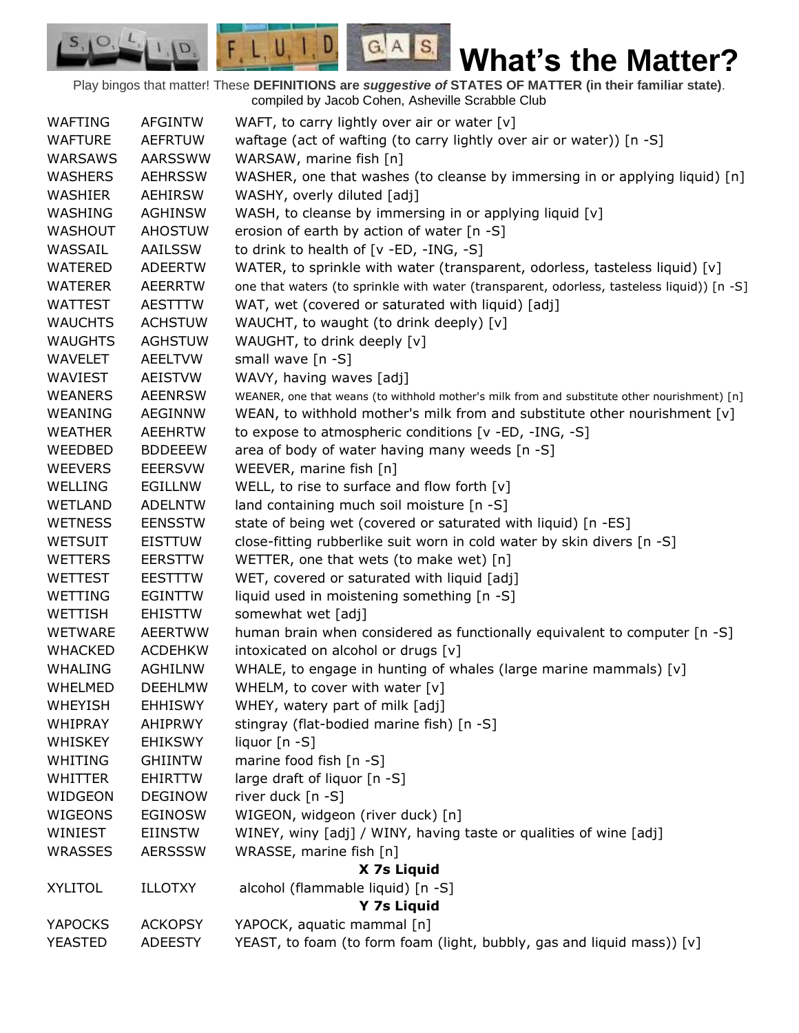# What's the Matter?

Play bingos that matter! These **DEFINITIONS are *suggestive of* STATES OF MATTER (in their familiar state)**.
compiled by Jacob Cohen, Asheville Scrabble Club

| | | |
|---|---|---|
| WAFTING | AFGINTW | WAFT, to carry lightly over air or water [v] |
| WAFTURE | AEFRTUW | waftage (act of wafting (to carry lightly over air or water)) [n -S] |
| WARSAWS | AARSSWW | WARSAW, marine fish [n] |
| WASHERS | AEHRSSW | WASHER, one that washes (to cleanse by immersing in or applying liquid) [n] |
| WASHIER | AEHIRSW | WASHY, overly diluted [adj] |
| WASHING | AGHINSW | WASH, to cleanse by immersing in or applying liquid [v] |
| WASHOUT | AHOSTUW | erosion of earth by action of water [n -S] |
| WASSAIL | AAILSSW | to drink to health of [v -ED, -ING, -S] |
| WATERED | ADEERTW | WATER, to sprinkle with water (transparent, odorless, tasteless liquid) [v] |
| WATERER | AEERRTW | one that waters (to sprinkle with water (transparent, odorless, tasteless liquid)) [n -S] |
| WATTEST | AESTTTW | WAT, wet (covered or saturated with liquid) [adj] |
| WAUCHTS | ACHSTUW | WAUCHT, to waught (to drink deeply) [v] |
| WAUGHTS | AGHSTUW | WAUGHT, to drink deeply [v] |
| WAVELET | AEELTVW | small wave [n -S] |
| WAVIEST | AEISTVW | WAVY, having waves [adj] |
| WEANERS | AEENRSW | WEANER, one that weans (to withhold mother's milk from and substitute other nourishment) [n] |
| WEANING | AEGINNW | WEAN, to withhold mother's milk from and substitute other nourishment [v] |
| WEATHER | AEEHRTW | to expose to atmospheric conditions [v -ED, -ING, -S] |
| WEEDBED | BDDEEEW | area of body of water having many weeds [n -S] |
| WEEVERS | EEERSVW | WEEVER, marine fish [n] |
| WELLING | EGILLNW | WELL, to rise to surface and flow forth [v] |
| WETLAND | ADELNTW | land containing much soil moisture [n -S] |
| WETNESS | EENSSTW | state of being wet (covered or saturated with liquid) [n -ES] |
| WETSUIT | EISTTUW | close-fitting rubberlike suit worn in cold water by skin divers [n -S] |
| WETTERS | EERSTTW | WETTER, one that wets (to make wet) [n] |
| WETTEST | EESTTTW | WET, covered or saturated with liquid [adj] |
| WETTING | EGINTTW | liquid used in moistening something [n -S] |
| WETTISH | EHISTTW | somewhat wet [adj] |
| WETWARE | AEERTWW | human brain when considered as functionally equivalent to computer [n -S] |
| WHACKED | ACDEHKW | intoxicated on alcohol or drugs [v] |
| WHALING | AGHILNW | WHALE, to engage in hunting of whales (large marine mammals) [v] |
| WHELMED | DEEHLMW | WHELM, to cover with water [v] |
| WHEYISH | EHHISWY | WHEY, watery part of milk [adj] |
| WHIPRAY | AHIPRWY | stingray (flat-bodied marine fish) [n -S] |
| WHISKEY | EHIKSWY | liquor [n -S] |
| WHITING | GHIINTW | marine food fish [n -S] |
| WHITTER | EHIRTTW | large draft of liquor [n -S] |
| WIDGEON | DEGINOW | river duck [n -S] |
| WIGEONS | EGINOSW | WIGEON, widgeon (river duck) [n] |
| WINIEST | EIINSTW | WINEY, winy [adj] / WINY, having taste or qualities of wine [adj] |
| WRASSES | AERSSSW | WRASSE, marine fish [n] |
| | | **X 7s Liquid** |
| XYLITOL | ILLOTXY | alcohol (flammable liquid) [n -S] |
| | | **Y 7s Liquid** |
| YAPOCKS | ACKOPSY | YAPOCK, aquatic mammal [n] |
| YEASTED | ADEESTY | YEAST, to foam (to form foam (light, bubbly, gas and liquid mass)) [v] |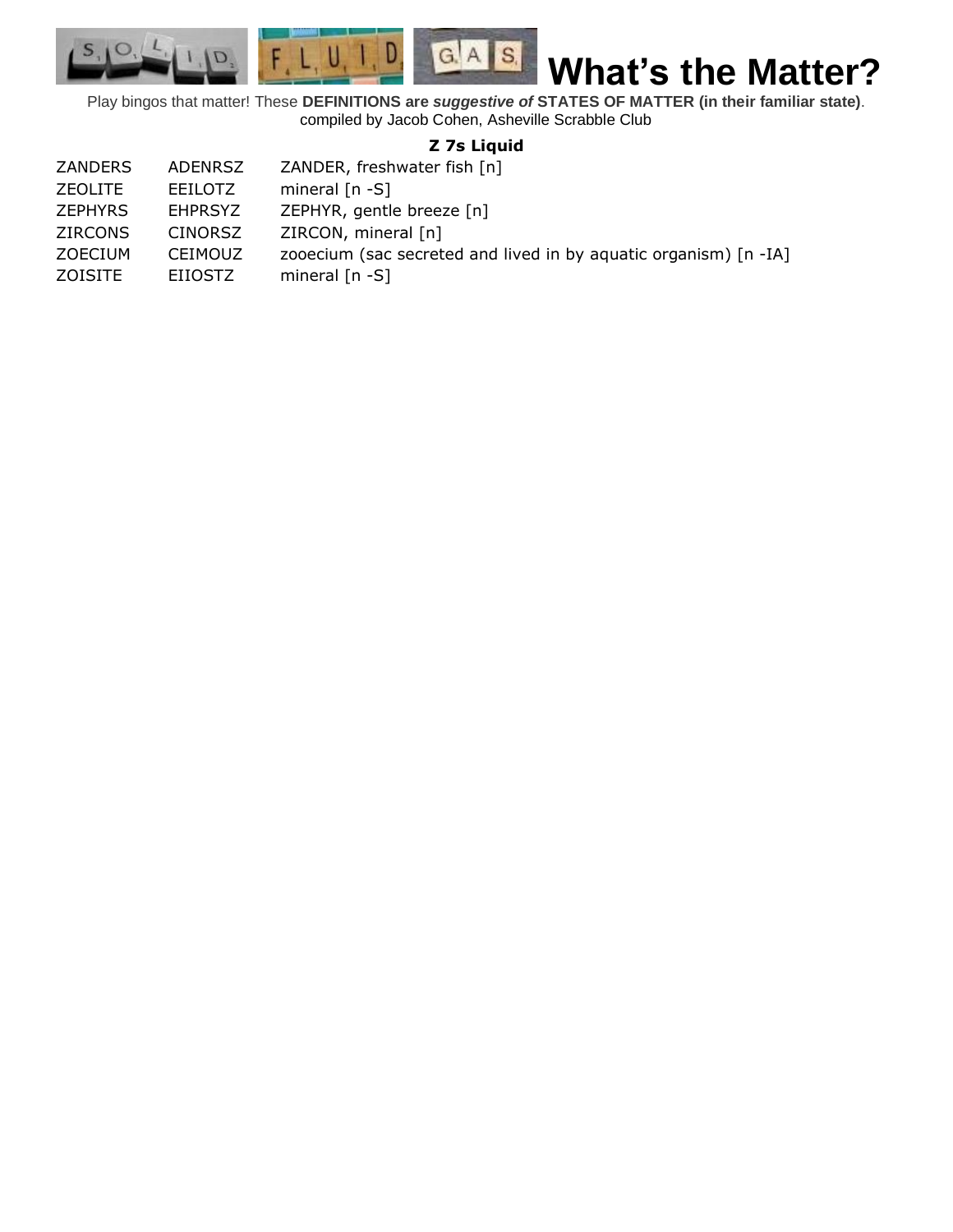# What's the Matter?

Play bingos that matter! These **DEFINITIONS are *suggestive of* STATES OF MATTER (in their familiar state)**.
compiled by Jacob Cohen, Asheville Scrabble Club

### Z 7s Liquid

| | | |
|---|---|---|
| ZANDERS | ADENRSZ | ZANDER, freshwater fish [n] |
| ZEOLITE | EEILOTZ | mineral [n -S] |
| ZEPHYRS | EHPRSYZ | ZEPHYR, gentle breeze [n] |
| ZIRCONS | CINORSZ | ZIRCON, mineral [n] |
| ZOECIUM | CEIMOUZ | zooecium (sac secreted and lived in by aquatic organism) [n -IA] |
| ZOISITE | EIIOSTZ | mineral [n -S] |